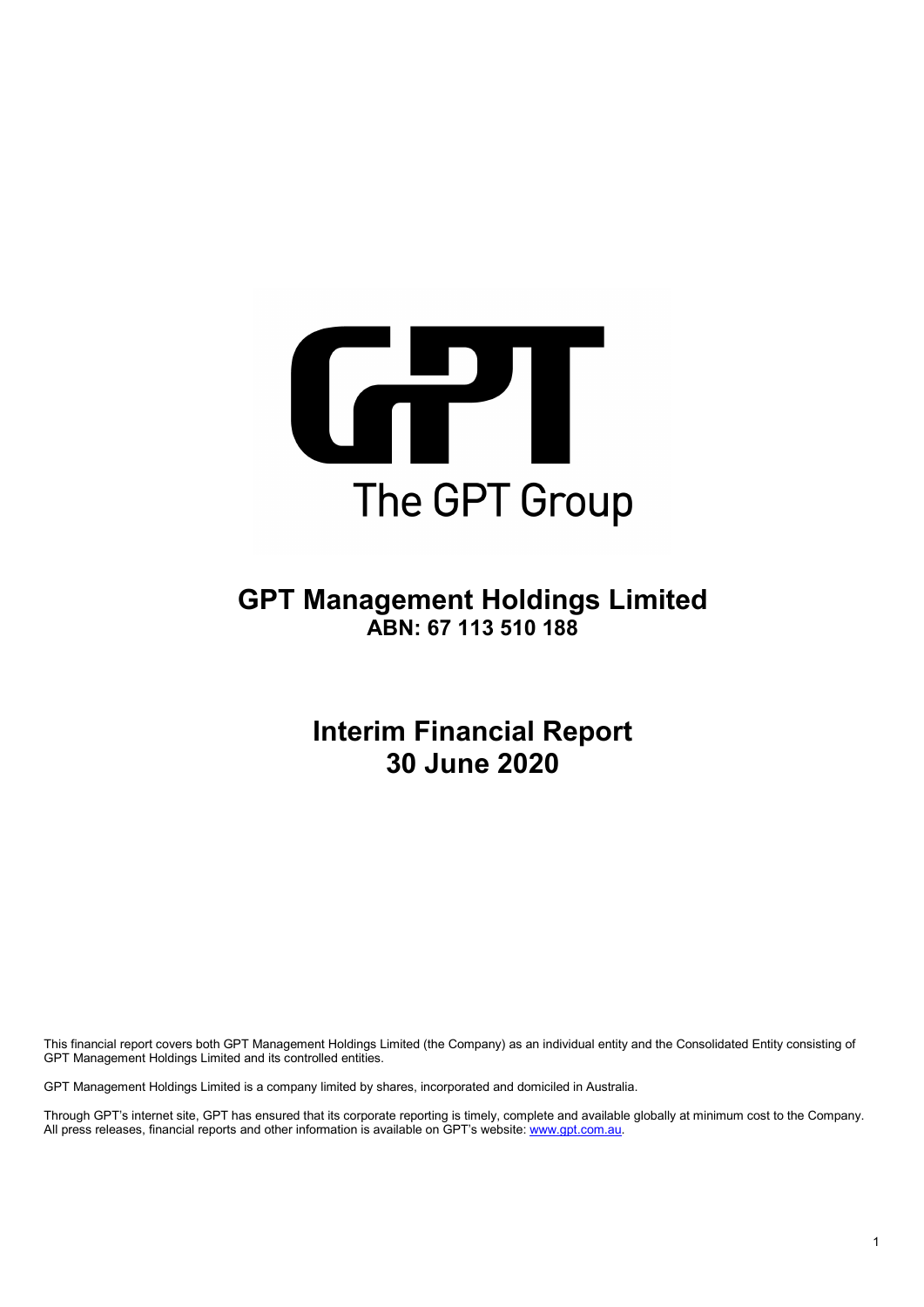The GPT Group

# GPT Management Holdings Limited

**ABN: 67 113 510 188**

# Interim Financial Report
# 30 June 2020

This financial report covers both GPT Management Holdings Limited (the Company) as an individual entity and the Consolidated Entity consisting of GPT Management Holdings Limited and its controlled entities.

GPT Management Holdings Limited is a company limited by shares, incorporated and domiciled in Australia.

Through GPT's internet site, GPT has ensured that its corporate reporting is timely, complete and available globally at minimum cost to the Company. All press releases, financial reports and other information is available on GPT's website: [www.gpt.com.au](http://www.gpt.com.au).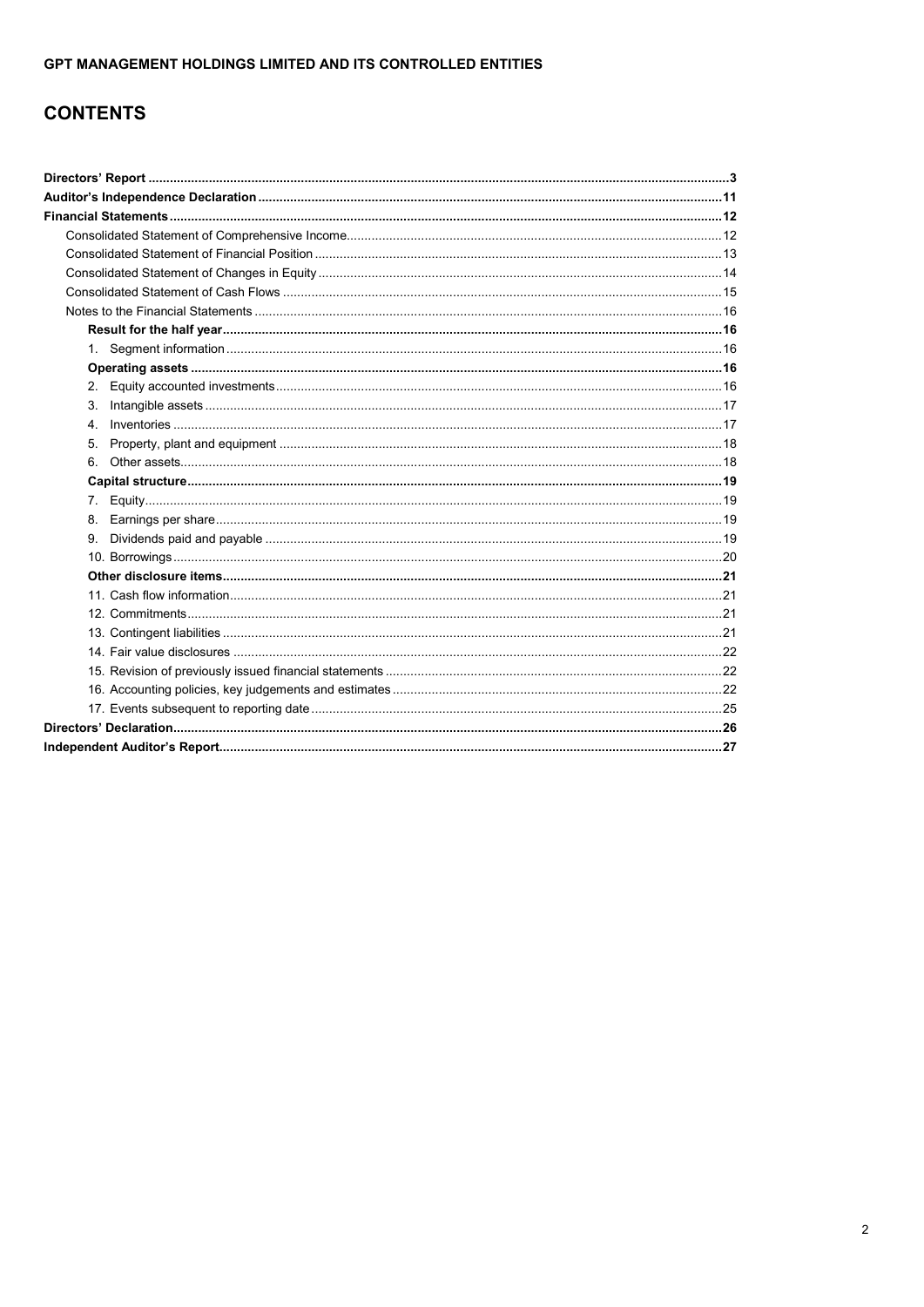GPT MANAGEMENT HOLDINGS LIMITED AND ITS CONTROLLED ENTITIES

# CONTENTS

| | |
|---|---|
| **Directors' Report** | **3** |
| **Auditor's Independence Declaration** | **11** |
| **Financial Statements** | **12** |
| Consolidated Statement of Comprehensive Income | 12 |
| Consolidated Statement of Financial Position | 13 |
| Consolidated Statement of Changes in Equity | 14 |
| Consolidated Statement of Cash Flows | 15 |
| Notes to the Financial Statements | 16 |
| **Result for the half year** | **16** |
| 1. Segment information | 16 |
| **Operating assets** | **16** |
| 2. Equity accounted investments | 16 |
| 3. Intangible assets | 17 |
| 4. Inventories | 17 |
| 5. Property, plant and equipment | 18 |
| 6. Other assets | 18 |
| **Capital structure** | **19** |
| 7. Equity | 19 |
| 8. Earnings per share | 19 |
| 9. Dividends paid and payable | 19 |
| 10. Borrowings | 20 |
| **Other disclosure items** | **21** |
| 11. Cash flow information | 21 |
| 12. Commitments | 21 |
| 13. Contingent liabilities | 21 |
| 14. Fair value disclosures | 22 |
| 15. Revision of previously issued financial statements | 22 |
| 16. Accounting policies, key judgements and estimates | 22 |
| 17. Events subsequent to reporting date | 25 |
| **Directors' Declaration** | **26** |
| **Independent Auditor's Report** | **27** |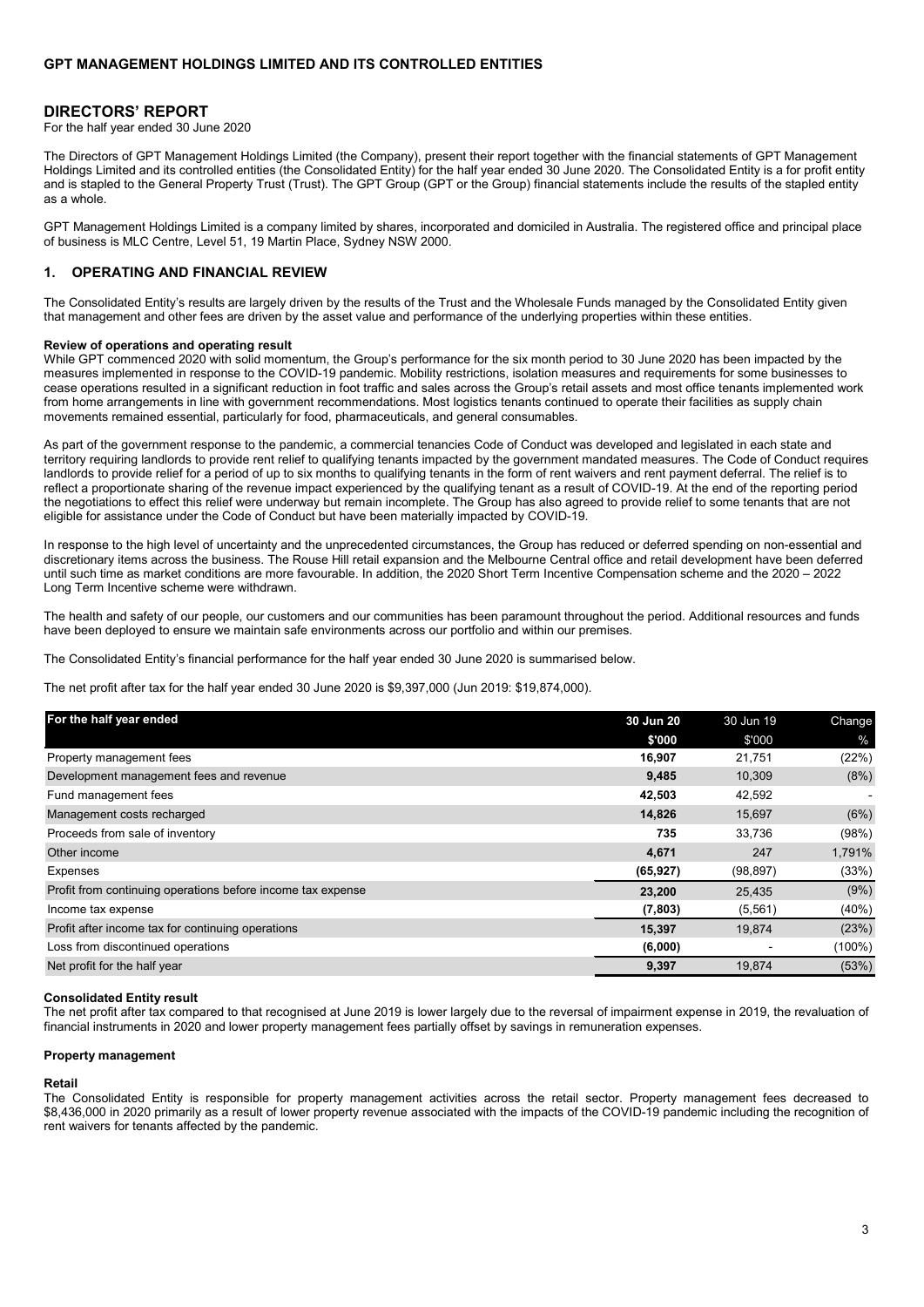# GPT MANAGEMENT HOLDINGS LIMITED AND ITS CONTROLLED ENTITIES

## DIRECTORS' REPORT

For the half year ended 30 June 2020

The Directors of GPT Management Holdings Limited (the Company), present their report together with the financial statements of GPT Management Holdings Limited and its controlled entities (the Consolidated Entity) for the half year ended 30 June 2020. The Consolidated Entity is a for profit entity and is stapled to the General Property Trust (Trust). The GPT Group (GPT or the Group) financial statements include the results of the stapled entity as a whole.

GPT Management Holdings Limited is a company limited by shares, incorporated and domiciled in Australia. The registered office and principal place of business is MLC Centre, Level 51, 19 Martin Place, Sydney NSW 2000.

## 1. OPERATING AND FINANCIAL REVIEW

The Consolidated Entity's results are largely driven by the results of the Trust and the Wholesale Funds managed by the Consolidated Entity given that management and other fees are driven by the asset value and performance of the underlying properties within these entities.

**Review of operations and operating result**

While GPT commenced 2020 with solid momentum, the Group's performance for the six month period to 30 June 2020 has been impacted by the measures implemented in response to the COVID-19 pandemic. Mobility restrictions, isolation measures and requirements for some businesses to cease operations resulted in a significant reduction in foot traffic and sales across the Group's retail assets and most office tenants implemented work from home arrangements in line with government recommendations. Most logistics tenants continued to operate their facilities as supply chain movements remained essential, particularly for food, pharmaceuticals, and general consumables.

As part of the government response to the pandemic, a commercial tenancies Code of Conduct was developed and legislated in each state and territory requiring landlords to provide rent relief to qualifying tenants impacted by the government mandated measures. The Code of Conduct requires landlords to provide relief for a period of up to six months to qualifying tenants in the form of rent waivers and rent payment deferral. The relief is to reflect a proportionate sharing of the revenue impact experienced by the qualifying tenant as a result of COVID-19. At the end of the reporting period the negotiations to effect this relief were underway but remain incomplete. The Group has also agreed to provide relief to some tenants that are not eligible for assistance under the Code of Conduct but have been materially impacted by COVID-19.

In response to the high level of uncertainty and the unprecedented circumstances, the Group has reduced or deferred spending on non-essential and discretionary items across the business. The Rouse Hill retail expansion and the Melbourne Central office and retail development have been deferred until such time as market conditions are more favourable. In addition, the 2020 Short Term Incentive Compensation scheme and the 2020 – 2022 Long Term Incentive scheme were withdrawn.

The health and safety of our people, our customers and our communities has been paramount throughout the period. Additional resources and funds have been deployed to ensure we maintain safe environments across our portfolio and within our premises.

The Consolidated Entity's financial performance for the half year ended 30 June 2020 is summarised below.

The net profit after tax for the half year ended 30 June 2020 is $9,397,000 (Jun 2019: $19,874,000).

| For the half year ended | 30 Jun 20 | 30 Jun 19 | Change |
|---|---|---|---|
| | **$'000** | $'000 | % |
| Property management fees | **16,907** | 21,751 | (22%) |
| Development management fees and revenue | **9,485** | 10,309 | (8%) |
| Fund management fees | **42,503** | 42,592 | - |
| Management costs recharged | **14,826** | 15,697 | (6%) |
| Proceeds from sale of inventory | **735** | 33,736 | (98%) |
| Other income | **4,671** | 247 | 1,791% |
| Expenses | **(65,927)** | (98,897) | (33%) |
| Profit from continuing operations before income tax expense | **23,200** | 25,435 | (9%) |
| Income tax expense | **(7,803)** | (5,561) | (40%) |
| Profit after income tax for continuing operations | **15,397** | 19,874 | (23%) |
| Loss from discontinued operations | **(6,000)** | - | (100%) |
| Net profit for the half year | **9,397** | 19,874 | (53%) |

**Consolidated Entity result**

The net profit after tax compared to that recognised at June 2019 is lower largely due to the reversal of impairment expense in 2019, the revaluation of financial instruments in 2020 and lower property management fees partially offset by savings in remuneration expenses.

**Property management**

**Retail**

The Consolidated Entity is responsible for property management activities across the retail sector. Property management fees decreased to $8,436,000 in 2020 primarily as a result of lower property revenue associated with the impacts of the COVID-19 pandemic including the recognition of rent waivers for tenants affected by the pandemic.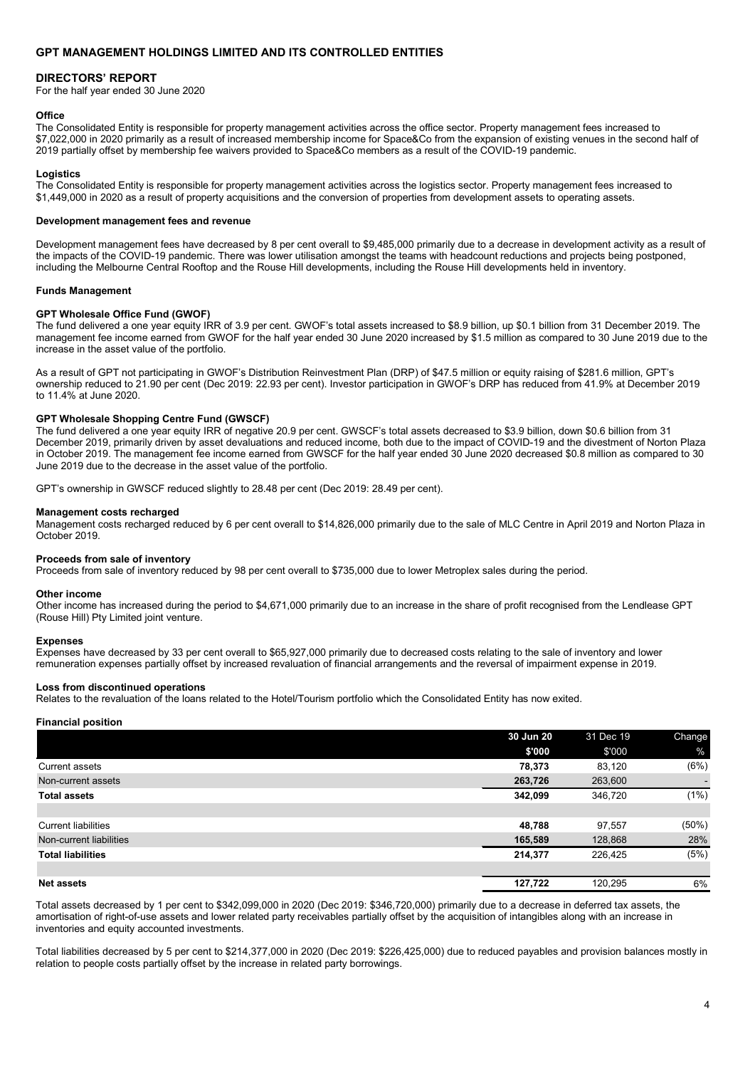## GPT MANAGEMENT HOLDINGS LIMITED AND ITS CONTROLLED ENTITIES

## DIRECTORS' REPORT

For the half year ended 30 June 2020

**Office**

The Consolidated Entity is responsible for property management activities across the office sector. Property management fees increased to $7,022,000 in 2020 primarily as a result of increased membership income for Space&Co from the expansion of existing venues in the second half of 2019 partially offset by membership fee waivers provided to Space&Co members as a result of the COVID-19 pandemic.

**Logistics**

The Consolidated Entity is responsible for property management activities across the logistics sector. Property management fees increased to $1,449,000 in 2020 as a result of property acquisitions and the conversion of properties from development assets to operating assets.

**Development management fees and revenue**

Development management fees have decreased by 8 per cent overall to $9,485,000 primarily due to a decrease in development activity as a result of the impacts of the COVID-19 pandemic. There was lower utilisation amongst the teams with headcount reductions and projects being postponed, including the Melbourne Central Rooftop and the Rouse Hill developments, including the Rouse Hill developments held in inventory.

**Funds Management**

**GPT Wholesale Office Fund (GWOF)**

The fund delivered a one year equity IRR of 3.9 per cent. GWOF's total assets increased to $8.9 billion, up $0.1 billion from 31 December 2019. The management fee income earned from GWOF for the half year ended 30 June 2020 increased by $1.5 million as compared to 30 June 2019 due to the increase in the asset value of the portfolio.

As a result of GPT not participating in GWOF's Distribution Reinvestment Plan (DRP) of $47.5 million or equity raising of $281.6 million, GPT's ownership reduced to 21.90 per cent (Dec 2019: 22.93 per cent). Investor participation in GWOF's DRP has reduced from 41.9% at December 2019 to 11.4% at June 2020.

**GPT Wholesale Shopping Centre Fund (GWSCF)**

The fund delivered a one year equity IRR of negative 20.9 per cent. GWSCF's total assets decreased to $3.9 billion, down $0.6 billion from 31 December 2019, primarily driven by asset devaluations and reduced income, both due to the impact of COVID-19 and the divestment of Norton Plaza in October 2019. The management fee income earned from GWSCF for the half year ended 30 June 2020 decreased $0.8 million as compared to 30 June 2019 due to the decrease in the asset value of the portfolio.

GPT's ownership in GWSCF reduced slightly to 28.48 per cent (Dec 2019: 28.49 per cent).

**Management costs recharged**

Management costs recharged reduced by 6 per cent overall to $14,826,000 primarily due to the sale of MLC Centre in April 2019 and Norton Plaza in October 2019.

**Proceeds from sale of inventory**

Proceeds from sale of inventory reduced by 98 per cent overall to $735,000 due to lower Metroplex sales during the period.

**Other income**

Other income has increased during the period to $4,671,000 primarily due to an increase in the share of profit recognised from the Lendlease GPT (Rouse Hill) Pty Limited joint venture.

**Expenses**

Expenses have decreased by 33 per cent overall to $65,927,000 primarily due to decreased costs relating to the sale of inventory and lower remuneration expenses partially offset by increased revaluation of financial arrangements and the reversal of impairment expense in 2019.

**Loss from discontinued operations**

Relates to the revaluation of the loans related to the Hotel/Tourism portfolio which the Consolidated Entity has now exited.

**Financial position**

| | 30 Jun 20 | 31 Dec 19 | Change |
|---|---|---|---|
| | $'000 | $'000 | % |
| Current assets | 78,373 | 83,120 | (6%) |
| Non-current assets | 263,726 | 263,600 | - |
| **Total assets** | **342,099** | 346,720 | (1%) |
| | | | |
| Current liabilities | 48,788 | 97,557 | (50%) |
| Non-current liabilities | 165,589 | 128,868 | 28% |
| **Total liabilities** | **214,377** | 226,425 | (5%) |
| | | | |
| **Net assets** | **127,722** | 120,295 | 6% |

Total assets decreased by 1 per cent to $342,099,000 in 2020 (Dec 2019: $346,720,000) primarily due to a decrease in deferred tax assets, the amortisation of right-of-use assets and lower related party receivables partially offset by the acquisition of intangibles along with an increase in inventories and equity accounted investments.

Total liabilities decreased by 5 per cent to $214,377,000 in 2020 (Dec 2019: $226,425,000) due to reduced payables and provision balances mostly in relation to people costs partially offset by the increase in related party borrowings.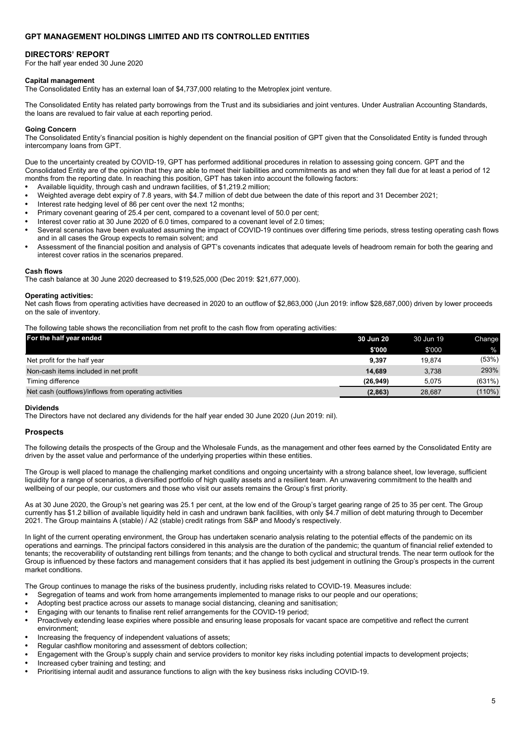# GPT MANAGEMENT HOLDINGS LIMITED AND ITS CONTROLLED ENTITIES

## DIRECTORS' REPORT

For the half year ended 30 June 2020

**Capital management**

The Consolidated Entity has an external loan of $4,737,000 relating to the Metroplex joint venture.

The Consolidated Entity has related party borrowings from the Trust and its subsidiaries and joint ventures. Under Australian Accounting Standards, the loans are revalued to fair value at each reporting period.

**Going Concern**

The Consolidated Entity's financial position is highly dependent on the financial position of GPT given that the Consolidated Entity is funded through intercompany loans from GPT.

Due to the uncertainty created by COVID-19, GPT has performed additional procedures in relation to assessing going concern. GPT and the Consolidated Entity are of the opinion that they are able to meet their liabilities and commitments as and when they fall due for at least a period of 12 months from the reporting date. In reaching this position, GPT has taken into account the following factors:

- Available liquidity, through cash and undrawn facilities, of $1,219.2 million;
- Weighted average debt expiry of 7.8 years, with $4.7 million of debt due between the date of this report and 31 December 2021;
- Interest rate hedging level of 86 per cent over the next 12 months;
- Primary covenant gearing of 25.4 per cent, compared to a covenant level of 50.0 per cent;
- Interest cover ratio at 30 June 2020 of 6.0 times, compared to a covenant level of 2.0 times;
- Several scenarios have been evaluated assuming the impact of COVID-19 continues over differing time periods, stress testing operating cash flows and in all cases the Group expects to remain solvent; and
- Assessment of the financial position and analysis of GPT's covenants indicates that adequate levels of headroom remain for both the gearing and interest cover ratios in the scenarios prepared.

**Cash flows**

The cash balance at 30 June 2020 decreased to $19,525,000 (Dec 2019: $21,677,000).

**Operating activities:**

Net cash flows from operating activities have decreased in 2020 to an outflow of $2,863,000 (Jun 2019: inflow $28,687,000) driven by lower proceeds on the sale of inventory.

The following table shows the reconciliation from net profit to the cash flow from operating activities:

| For the half year ended | 30 Jun 20 | 30 Jun 19 | Change |
|---|---|---|---|
| | $'000 | $'000 | % |
| Net profit for the half year | 9,397 | 19,874 | (53%) |
| Non-cash items included in net profit | 14,689 | 3,738 | 293% |
| Timing difference | (26,949) | 5,075 | (631%) |
| Net cash (outflows)/inflows from operating activities | (2,863) | 28,687 | (110%) |

**Dividends**

The Directors have not declared any dividends for the half year ended 30 June 2020 (Jun 2019: nil).

## Prospects

The following details the prospects of the Group and the Wholesale Funds, as the management and other fees earned by the Consolidated Entity are driven by the asset value and performance of the underlying properties within these entities.

The Group is well placed to manage the challenging market conditions and ongoing uncertainty with a strong balance sheet, low leverage, sufficient liquidity for a range of scenarios, a diversified portfolio of high quality assets and a resilient team. An unwavering commitment to the health and wellbeing of our people, our customers and those who visit our assets remains the Group's first priority.

As at 30 June 2020, the Group's net gearing was 25.1 per cent, at the low end of the Group's target gearing range of 25 to 35 per cent. The Group currently has $1.2 billion of available liquidity held in cash and undrawn bank facilities, with only $4.7 million of debt maturing through to December 2021. The Group maintains A (stable) / A2 (stable) credit ratings from S&P and Moody's respectively.

In light of the current operating environment, the Group has undertaken scenario analysis relating to the potential effects of the pandemic on its operations and earnings. The principal factors considered in this analysis are the duration of the pandemic; the quantum of financial relief extended to tenants; the recoverability of outstanding rent billings from tenants; and the change to both cyclical and structural trends. The near term outlook for the Group is influenced by these factors and management considers that it has applied its best judgement in outlining the Group's prospects in the current market conditions.

The Group continues to manage the risks of the business prudently, including risks related to COVID-19. Measures include:

- Segregation of teams and work from home arrangements implemented to manage risks to our people and our operations;
- Adopting best practice across our assets to manage social distancing, cleaning and sanitisation;
- Engaging with our tenants to finalise rent relief arrangements for the COVID-19 period;
- Proactively extending lease expiries where possible and ensuring lease proposals for vacant space are competitive and reflect the current environment;
- Increasing the frequency of independent valuations of assets;
- Regular cashflow monitoring and assessment of debtors collection;
- Engagement with the Group's supply chain and service providers to monitor key risks including potential impacts to development projects;
- Increased cyber training and testing; and
- Prioritising internal audit and assurance functions to align with the key business risks including COVID-19.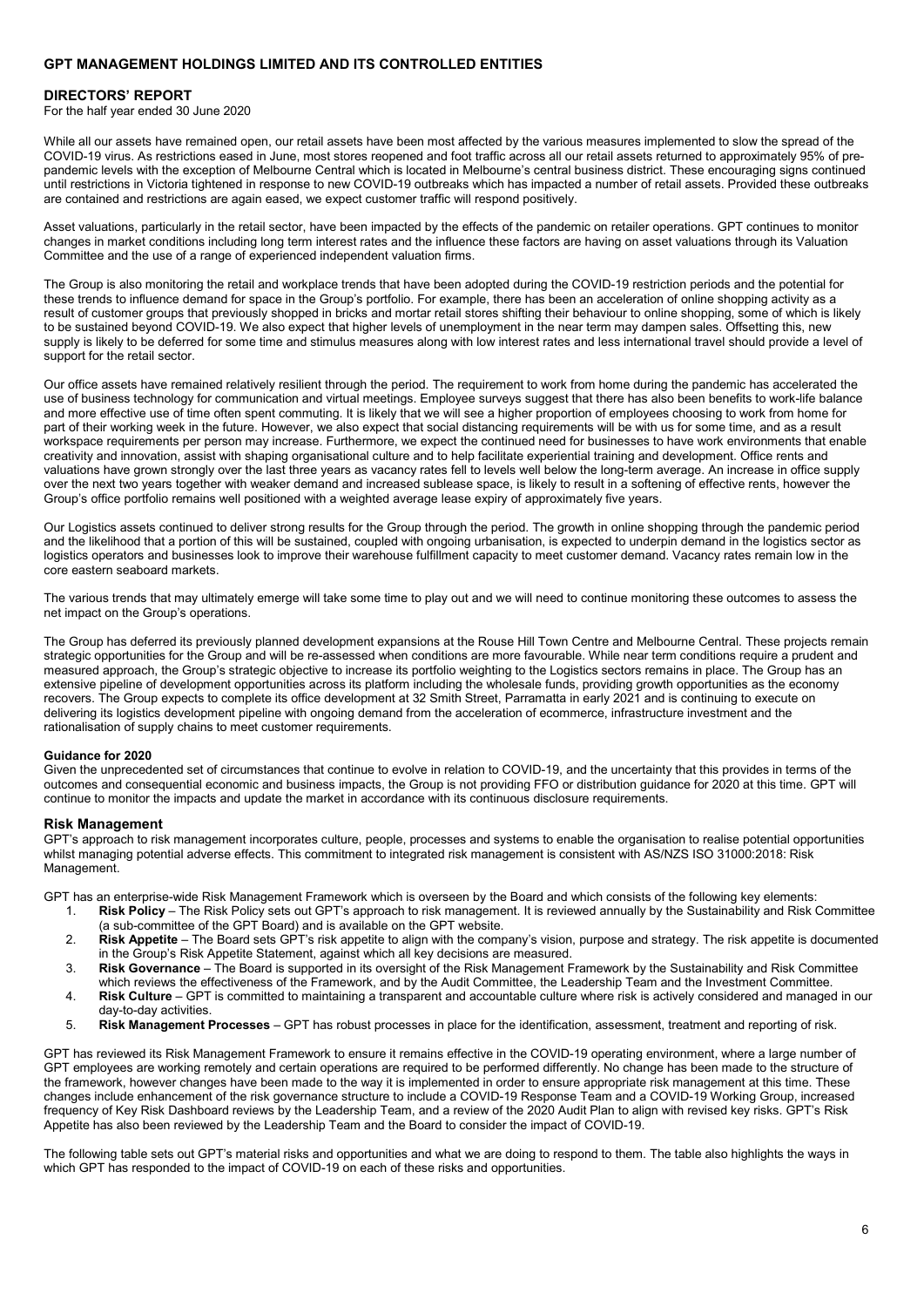**GPT MANAGEMENT HOLDINGS LIMITED AND ITS CONTROLLED ENTITIES**

**DIRECTORS' REPORT**
For the half year ended 30 June 2020

While all our assets have remained open, our retail assets have been most affected by the various measures implemented to slow the spread of the COVID-19 virus. As restrictions eased in June, most stores reopened and foot traffic across all our retail assets returned to approximately 95% of pre-pandemic levels with the exception of Melbourne Central which is located in Melbourne's central business district. These encouraging signs continued until restrictions in Victoria tightened in response to new COVID-19 outbreaks which has impacted a number of retail assets. Provided these outbreaks are contained and restrictions are again eased, we expect customer traffic will respond positively.

Asset valuations, particularly in the retail sector, have been impacted by the effects of the pandemic on retailer operations. GPT continues to monitor changes in market conditions including long term interest rates and the influence these factors are having on asset valuations through its Valuation Committee and the use of a range of experienced independent valuation firms.

The Group is also monitoring the retail and workplace trends that have been adopted during the COVID-19 restriction periods and the potential for these trends to influence demand for space in the Group's portfolio. For example, there has been an acceleration of online shopping activity as a result of customer groups that previously shopped in bricks and mortar retail stores shifting their behaviour to online shopping, some of which is likely to be sustained beyond COVID-19. We also expect that higher levels of unemployment in the near term may dampen sales. Offsetting this, new supply is likely to be deferred for some time and stimulus measures along with low interest rates and less international travel should provide a level of support for the retail sector.

Our office assets have remained relatively resilient through the period. The requirement to work from home during the pandemic has accelerated the use of business technology for communication and virtual meetings. Employee surveys suggest that there has also been benefits to work-life balance and more effective use of time often spent commuting. It is likely that we will see a higher proportion of employees choosing to work from home for part of their working week in the future. However, we also expect that social distancing requirements will be with us for some time, and as a result workspace requirements per person may increase. Furthermore, we expect the continued need for businesses to have work environments that enable creativity and innovation, assist with shaping organisational culture and to help facilitate experiential training and development. Office rents and valuations have grown strongly over the last three years as vacancy rates fell to levels well below the long-term average. An increase in office supply over the next two years together with weaker demand and increased sublease space, is likely to result in a softening of effective rents, however the Group's office portfolio remains well positioned with a weighted average lease expiry of approximately five years.

Our Logistics assets continued to deliver strong results for the Group through the period. The growth in online shopping through the pandemic period and the likelihood that a portion of this will be sustained, coupled with ongoing urbanisation, is expected to underpin demand in the logistics sector as logistics operators and businesses look to improve their warehouse fulfillment capacity to meet customer demand. Vacancy rates remain low in the core eastern seaboard markets.

The various trends that may ultimately emerge will take some time to play out and we will need to continue monitoring these outcomes to assess the net impact on the Group's operations.

The Group has deferred its previously planned development expansions at the Rouse Hill Town Centre and Melbourne Central. These projects remain strategic opportunities for the Group and will be re-assessed when conditions are more favourable. While near term conditions require a prudent and measured approach, the Group's strategic objective to increase its portfolio weighting to the Logistics sectors remains in place. The Group has an extensive pipeline of development opportunities across its platform including the wholesale funds, providing growth opportunities as the economy recovers. The Group expects to complete its office development at 32 Smith Street, Parramatta in early 2021 and is continuing to execute on delivering its logistics development pipeline with ongoing demand from the acceleration of ecommerce, infrastructure investment and the rationalisation of supply chains to meet customer requirements.

**Guidance for 2020**

Given the unprecedented set of circumstances that continue to evolve in relation to COVID-19, and the uncertainty that this provides in terms of the outcomes and consequential economic and business impacts, the Group is not providing FFO or distribution guidance for 2020 at this time. GPT will continue to monitor the impacts and update the market in accordance with its continuous disclosure requirements.

## Risk Management

GPT's approach to risk management incorporates culture, people, processes and systems to enable the organisation to realise potential opportunities whilst managing potential adverse effects. This commitment to integrated risk management is consistent with AS/NZS ISO 31000:2018: Risk Management.

GPT has an enterprise-wide Risk Management Framework which is overseen by the Board and which consists of the following key elements:

1. **Risk Policy** – The Risk Policy sets out GPT's approach to risk management. It is reviewed annually by the Sustainability and Risk Committee (a sub-committee of the GPT Board) and is available on the GPT website.
2. **Risk Appetite** – The Board sets GPT's risk appetite to align with the company's vision, purpose and strategy. The risk appetite is documented in the Group's Risk Appetite Statement, against which all key decisions are measured.
3. **Risk Governance** – The Board is supported in its oversight of the Risk Management Framework by the Sustainability and Risk Committee which reviews the effectiveness of the Framework, and by the Audit Committee, the Leadership Team and the Investment Committee.
4. **Risk Culture** – GPT is committed to maintaining a transparent and accountable culture where risk is actively considered and managed in our day-to-day activities.
5. **Risk Management Processes** – GPT has robust processes in place for the identification, assessment, treatment and reporting of risk.

GPT has reviewed its Risk Management Framework to ensure it remains effective in the COVID-19 operating environment, where a large number of GPT employees are working remotely and certain operations are required to be performed differently. No change has been made to the structure of the framework, however changes have been made to the way it is implemented in order to ensure appropriate risk management at this time. These changes include enhancement of the risk governance structure to include a COVID-19 Response Team and a COVID-19 Working Group, increased frequency of Key Risk Dashboard reviews by the Leadership Team, and a review of the 2020 Audit Plan to align with revised key risks. GPT's Risk Appetite has also been reviewed by the Leadership Team and the Board to consider the impact of COVID-19.

The following table sets out GPT's material risks and opportunities and what we are doing to respond to them. The table also highlights the ways in which GPT has responded to the impact of COVID-19 on each of these risks and opportunities.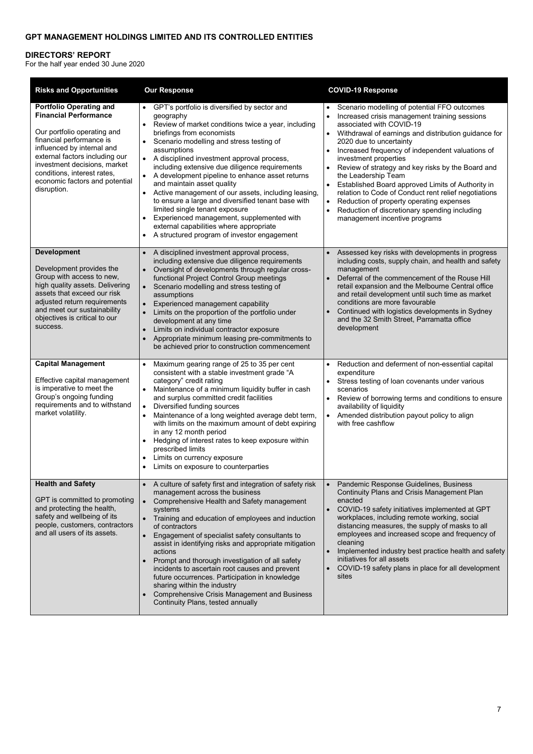**GPT MANAGEMENT HOLDINGS LIMITED AND ITS CONTROLLED ENTITIES**

**DIRECTORS' REPORT**
For the half year ended 30 June 2020

| Risks and Opportunities | Our Response | COVID-19 Response |
|---|---|---|
| **Portfolio Operating and Financial Performance**<br><br>Our portfolio operating and financial performance is influenced by internal and external factors including our investment decisions, market conditions, interest rates, economic factors and potential disruption. | • GPT's portfolio is diversified by sector and geography<br>• Review of market conditions twice a year, including briefings from economists<br>• Scenario modelling and stress testing of assumptions<br>• A disciplined investment approval process, including extensive due diligence requirements<br>• A development pipeline to enhance asset returns and maintain asset quality<br>• Active management of our assets, including leasing, to ensure a large and diversified tenant base with limited single tenant exposure<br>• Experienced management, supplemented with external capabilities where appropriate<br>• A structured program of investor engagement | • Scenario modelling of potential FFO outcomes<br>• Increased crisis management training sessions associated with COVID-19<br>• Withdrawal of earnings and distribution guidance for 2020 due to uncertainty<br>• Increased frequency of independent valuations of investment properties<br>• Review of strategy and key risks by the Board and the Leadership Team<br>• Established Board approved Limits of Authority in relation to Code of Conduct rent relief negotiations<br>• Reduction of property operating expenses<br>• Reduction of discretionary spending including management incentive programs |
| **Development**<br><br>Development provides the Group with access to new, high quality assets. Delivering assets that exceed our risk adjusted return requirements and meet our sustainability objectives is critical to our success. | • A disciplined investment approval process, including extensive due diligence requirements<br>• Oversight of developments through regular cross-functional Project Control Group meetings<br>• Scenario modelling and stress testing of assumptions<br>• Experienced management capability<br>• Limits on the proportion of the portfolio under development at any time<br>• Limits on individual contractor exposure<br>• Appropriate minimum leasing pre-commitments to be achieved prior to construction commencement | • Assessed key risks with developments in progress including costs, supply chain, and health and safety management<br>• Deferral of the commencement of the Rouse Hill retail expansion and the Melbourne Central office and retail development until such time as market conditions are more favourable<br>• Continued with logistics developments in Sydney and the 32 Smith Street, Parramatta office development |
| **Capital Management**<br><br>Effective capital management is imperative to meet the Group's ongoing funding requirements and to withstand market volatility. | • Maximum gearing range of 25 to 35 per cent consistent with a stable investment grade "A category" credit rating<br>• Maintenance of a minimum liquidity buffer in cash and surplus committed credit facilities<br>• Diversified funding sources<br>• Maintenance of a long weighted average debt term, with limits on the maximum amount of debt expiring in any 12 month period<br>• Hedging of interest rates to keep exposure within prescribed limits<br>• Limits on currency exposure<br>• Limits on exposure to counterparties | • Reduction and deferment of non-essential capital expenditure<br>• Stress testing of loan covenants under various scenarios<br>• Review of borrowing terms and conditions to ensure availability of liquidity<br>• Amended distribution payout policy to align with free cashflow |
| **Health and Safety**<br><br>GPT is committed to promoting and protecting the health, safety and wellbeing of its people, customers, contractors and all users of its assets. | • A culture of safety first and integration of safety risk management across the business<br>• Comprehensive Health and Safety management systems<br>• Training and education of employees and induction of contractors<br>• Engagement of specialist safety consultants to assist in identifying risks and appropriate mitigation actions<br>• Prompt and thorough investigation of all safety incidents to ascertain root causes and prevent future occurrences. Participation in knowledge sharing within the industry<br>• Comprehensive Crisis Management and Business Continuity Plans, tested annually | • Pandemic Response Guidelines, Business Continuity Plans and Crisis Management Plan enacted<br>• COVID-19 safety initiatives implemented at GPT workplaces, including remote working, social distancing measures, the supply of masks to all employees and increased scope and frequency of cleaning<br>• Implemented industry best practice health and safety initiatives for all assets<br>• COVID-19 safety plans in place for all development sites |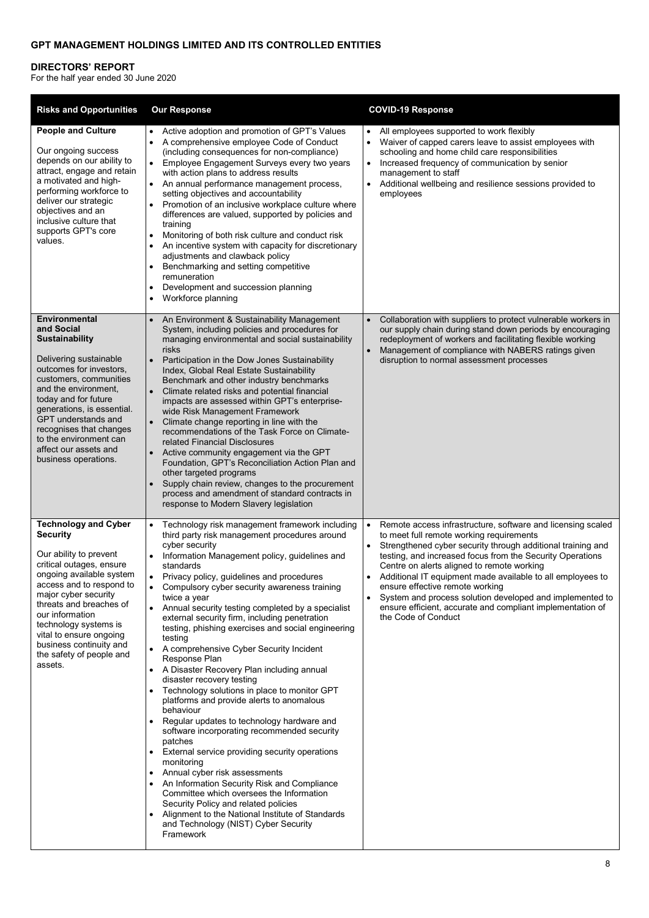**GPT MANAGEMENT HOLDINGS LIMITED AND ITS CONTROLLED ENTITIES**

**DIRECTORS' REPORT**
For the half year ended 30 June 2020

| Risks and Opportunities | Our Response | COVID-19 Response |
|---|---|---|
| **People and Culture**<br><br>Our ongoing success depends on our ability to attract, engage and retain a motivated and high-performing workforce to deliver our strategic objectives and an inclusive culture that supports GPT's core values. | • Active adoption and promotion of GPT's Values<br>• A comprehensive employee Code of Conduct (including consequences for non-compliance)<br>• Employee Engagement Surveys every two years with action plans to address results<br>• An annual performance management process, setting objectives and accountability<br>• Promotion of an inclusive workplace culture where differences are valued, supported by policies and training<br>• Monitoring of both risk culture and conduct risk<br>• An incentive system with capacity for discretionary adjustments and clawback policy<br>• Benchmarking and setting competitive remuneration<br>• Development and succession planning<br>• Workforce planning | • All employees supported to work flexibly<br>• Waiver of capped carers leave to assist employees with schooling and home child care responsibilities<br>• Increased frequency of communication by senior management to staff<br>• Additional wellbeing and resilience sessions provided to employees |
| **Environmental and Social Sustainability**<br><br>Delivering sustainable outcomes for investors, customers, communities and the environment, today and for future generations, is essential. GPT understands and recognises that changes to the environment can affect our assets and business operations. | • An Environment & Sustainability Management System, including policies and procedures for managing environmental and social sustainability risks<br>• Participation in the Dow Jones Sustainability Index, Global Real Estate Sustainability Benchmark and other industry benchmarks<br>• Climate related risks and potential financial impacts are assessed within GPT's enterprise-wide Risk Management Framework<br>• Climate change reporting in line with the recommendations of the Task Force on Climate-related Financial Disclosures<br>• Active community engagement via the GPT Foundation, GPT's Reconciliation Action Plan and other targeted programs<br>• Supply chain review, changes to the procurement process and amendment of standard contracts in response to Modern Slavery legislation | • Collaboration with suppliers to protect vulnerable workers in our supply chain during stand down periods by encouraging redeployment of workers and facilitating flexible working<br>• Management of compliance with NABERS ratings given disruption to normal assessment processes |
| **Technology and Cyber Security**<br><br>Our ability to prevent critical outages, ensure ongoing available system access and to respond to major cyber security threats and breaches of our information technology systems is vital to ensure ongoing business continuity and the safety of people and assets. | • Technology risk management framework including third party risk management procedures around cyber security<br>• Information Management policy, guidelines and standards<br>• Privacy policy, guidelines and procedures<br>• Compulsory cyber security awareness training twice a year<br>• Annual security testing completed by a specialist external security firm, including penetration testing, phishing exercises and social engineering testing<br>• A comprehensive Cyber Security Incident Response Plan<br>• A Disaster Recovery Plan including annual disaster recovery testing<br>• Technology solutions in place to monitor GPT platforms and provide alerts to anomalous behaviour<br>• Regular updates to technology hardware and software incorporating recommended security patches<br>• External service providing security operations monitoring<br>• Annual cyber risk assessments<br>• An Information Security Risk and Compliance Committee which oversees the Information Security Policy and related policies<br>• Alignment to the National Institute of Standards and Technology (NIST) Cyber Security Framework | • Remote access infrastructure, software and licensing scaled to meet full remote working requirements<br>• Strengthened cyber security through additional training and testing, and increased focus from the Security Operations Centre on alerts aligned to remote working<br>• Additional IT equipment made available to all employees to ensure effective remote working<br>• System and process solution developed and implemented to ensure efficient, accurate and compliant implementation of the Code of Conduct |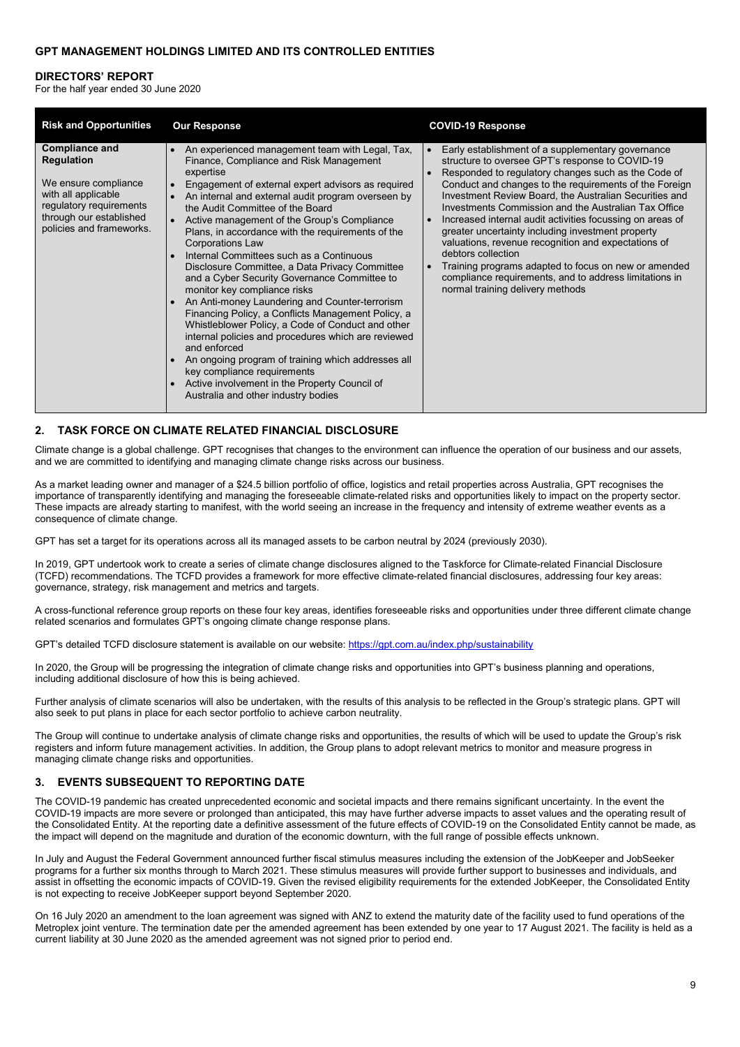**GPT MANAGEMENT HOLDINGS LIMITED AND ITS CONTROLLED ENTITIES**

**DIRECTORS' REPORT**
For the half year ended 30 June 2020

| Risk and Opportunities | Our Response | COVID-19 Response |
|---|---|---|
| **Compliance and Regulation**<br><br>We ensure compliance with all applicable regulatory requirements through our established policies and frameworks. | • An experienced management team with Legal, Tax, Finance, Compliance and Risk Management expertise<br>• Engagement of external expert advisors as required<br>• An internal and external audit program overseen by the Audit Committee of the Board<br>• Active management of the Group's Compliance Plans, in accordance with the requirements of the Corporations Law<br>• Internal Committees such as a Continuous Disclosure Committee, a Data Privacy Committee and a Cyber Security Governance Committee to monitor key compliance risks<br>• An Anti-money Laundering and Counter-terrorism Financing Policy, a Conflicts Management Policy, a Whistleblower Policy, a Code of Conduct and other internal policies and procedures which are reviewed and enforced<br>• An ongoing program of training which addresses all key compliance requirements<br>• Active involvement in the Property Council of Australia and other industry bodies | • Early establishment of a supplementary governance structure to oversee GPT's response to COVID-19<br>• Responded to regulatory changes such as the Code of Conduct and changes to the requirements of the Foreign Investment Review Board, the Australian Securities and Investments Commission and the Australian Tax Office<br>• Increased internal audit activities focussing on areas of greater uncertainty including investment property valuations, revenue recognition and expectations of debtors collection<br>• Training programs adapted to focus on new or amended compliance requirements, and to address limitations in normal training delivery methods |

## 2. TASK FORCE ON CLIMATE RELATED FINANCIAL DISCLOSURE

Climate change is a global challenge. GPT recognises that changes to the environment can influence the operation of our business and our assets, and we are committed to identifying and managing climate change risks across our business.

As a market leading owner and manager of a $24.5 billion portfolio of office, logistics and retail properties across Australia, GPT recognises the importance of transparently identifying and managing the foreseeable climate-related risks and opportunities likely to impact on the property sector. These impacts are already starting to manifest, with the world seeing an increase in the frequency and intensity of extreme weather events as a consequence of climate change.

GPT has set a target for its operations across all its managed assets to be carbon neutral by 2024 (previously 2030).

In 2019, GPT undertook work to create a series of climate change disclosures aligned to the Taskforce for Climate-related Financial Disclosure (TCFD) recommendations. The TCFD provides a framework for more effective climate-related financial disclosures, addressing four key areas: governance, strategy, risk management and metrics and targets.

A cross-functional reference group reports on these four key areas, identifies foreseeable risks and opportunities under three different climate change related scenarios and formulates GPT's ongoing climate change response plans.

GPT's detailed TCFD disclosure statement is available on our website: https://gpt.com.au/index.php/sustainability

In 2020, the Group will be progressing the integration of climate change risks and opportunities into GPT's business planning and operations, including additional disclosure of how this is being achieved.

Further analysis of climate scenarios will also be undertaken, with the results of this analysis to be reflected in the Group's strategic plans. GPT will also seek to put plans in place for each sector portfolio to achieve carbon neutrality.

The Group will continue to undertake analysis of climate change risks and opportunities, the results of which will be used to update the Group's risk registers and inform future management activities. In addition, the Group plans to adopt relevant metrics to monitor and measure progress in managing climate change risks and opportunities.

## 3. EVENTS SUBSEQUENT TO REPORTING DATE

The COVID-19 pandemic has created unprecedented economic and societal impacts and there remains significant uncertainty. In the event the COVID-19 impacts are more severe or prolonged than anticipated, this may have further adverse impacts to asset values and the operating result of the Consolidated Entity. At the reporting date a definitive assessment of the future effects of COVID-19 on the Consolidated Entity cannot be made, as the impact will depend on the magnitude and duration of the economic downturn, with the full range of possible effects unknown.

In July and August the Federal Government announced further fiscal stimulus measures including the extension of the JobKeeper and JobSeeker programs for a further six months through to March 2021. These stimulus measures will provide further support to businesses and individuals, and assist in offsetting the economic impacts of COVID-19. Given the revised eligibility requirements for the extended JobKeeper, the Consolidated Entity is not expecting to receive JobKeeper support beyond September 2020.

On 16 July 2020 an amendment to the loan agreement was signed with ANZ to extend the maturity date of the facility used to fund operations of the Metroplex joint venture. The termination date per the amended agreement has been extended by one year to 17 August 2021. The facility is held as a current liability at 30 June 2020 as the amended agreement was not signed prior to period end.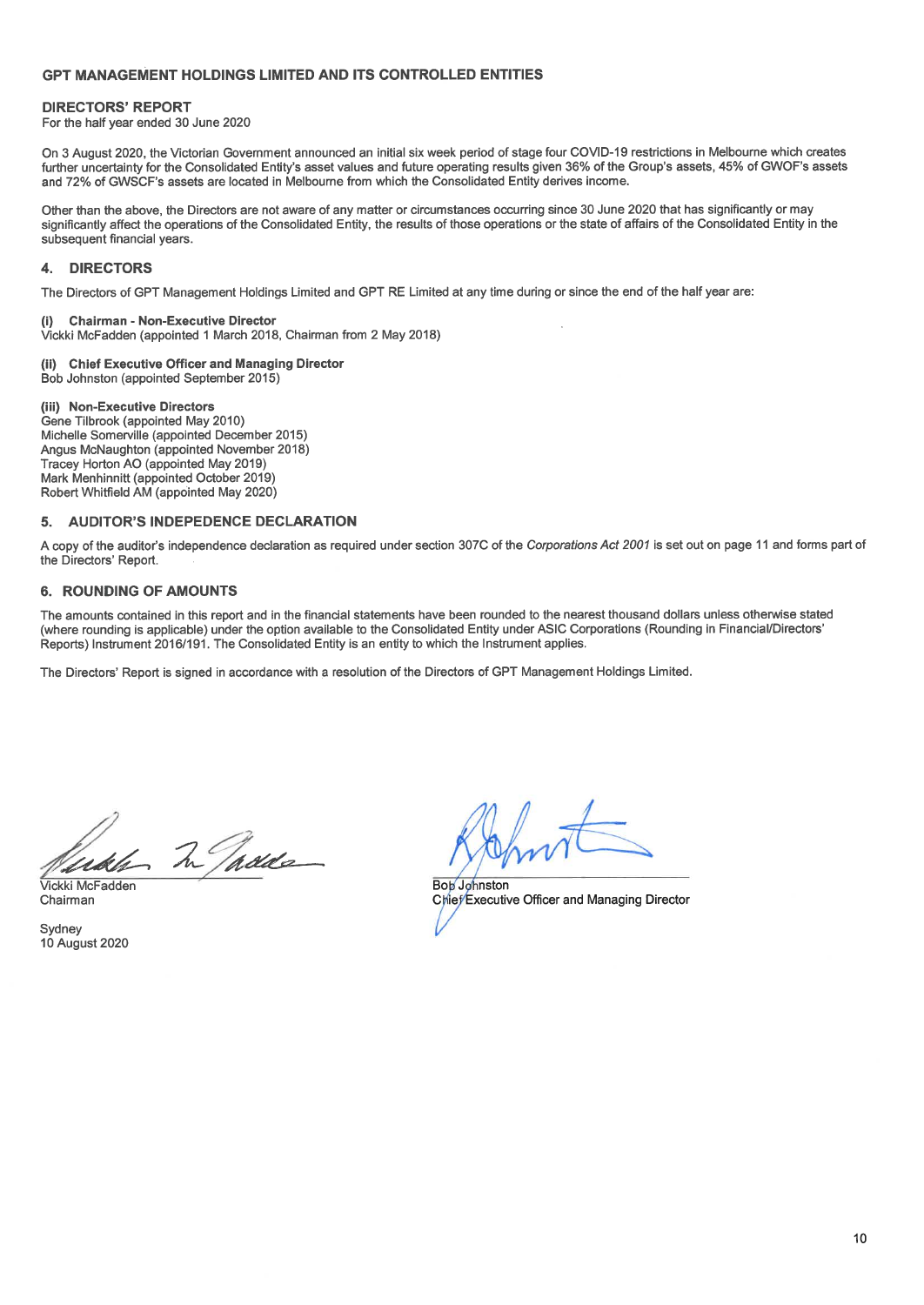**GPT MANAGEMENT HOLDINGS LIMITED AND ITS CONTROLLED ENTITIES**

**DIRECTORS' REPORT**
For the half year ended 30 June 2020

On 3 August 2020, the Victorian Government announced an initial six week period of stage four COVID-19 restrictions in Melbourne which creates further uncertainty for the Consolidated Entity's asset values and future operating results given 36% of the Group's assets, 45% of GWOF's assets and 72% of GWSCF's assets are located in Melbourne from which the Consolidated Entity derives income.

Other than the above, the Directors are not aware of any matter or circumstances occurring since 30 June 2020 that has significantly or may significantly affect the operations of the Consolidated Entity, the results of those operations or the state of affairs of the Consolidated Entity in the subsequent financial years.

## 4. DIRECTORS

The Directors of GPT Management Holdings Limited and GPT RE Limited at any time during or since the end of the half year are:

**(i) Chairman - Non-Executive Director**
Vickki McFadden (appointed 1 March 2018, Chairman from 2 May 2018)

**(ii) Chief Executive Officer and Managing Director**
Bob Johnston (appointed September 2015)

**(iii) Non-Executive Directors**
Gene Tilbrook (appointed May 2010)
Michelle Somerville (appointed December 2015)
Angus McNaughton (appointed November 2018)
Tracey Horton AO (appointed May 2019)
Mark Menhinnitt (appointed October 2019)
Robert Whitfield AM (appointed May 2020)

## 5. AUDITOR'S INDEPEDENCE DECLARATION

A copy of the auditor's independence declaration as required under section 307C of the *Corporations Act 2001* is set out on page 11 and forms part of the Directors' Report.

## 6. ROUNDING OF AMOUNTS

The amounts contained in this report and in the financial statements have been rounded to the nearest thousand dollars unless otherwise stated (where rounding is applicable) under the option available to the Consolidated Entity under ASIC Corporations (Rounding in Financial/Directors' Reports) Instrument 2016/191. The Consolidated Entity is an entity to which the Instrument applies.

The Directors' Report is signed in accordance with a resolution of the Directors of GPT Management Holdings Limited.

Vickki McFadden
Chairman

Sydney
10 August 2020

Bob Johnston
Chief Executive Officer and Managing Director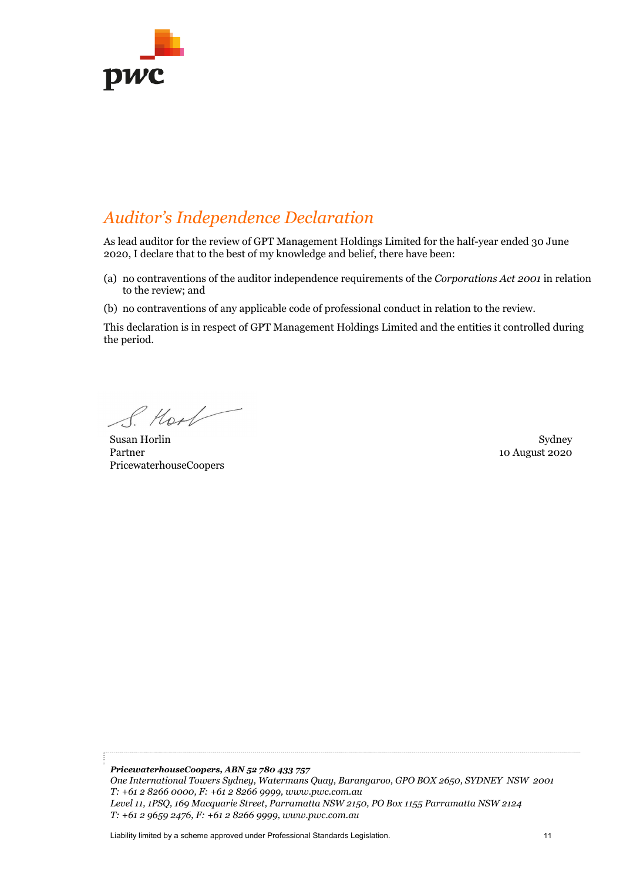# *Auditor's Independence Declaration*

As lead auditor for the review of GPT Management Holdings Limited for the half-year ended 30 June 2020, I declare that to the best of my knowledge and belief, there have been:

(a) no contraventions of the auditor independence requirements of the *Corporations Act 2001* in relation to the review; and

(b) no contraventions of any applicable code of professional conduct in relation to the review.

This declaration is in respect of GPT Management Holdings Limited and the entities it controlled during the period.

Susan Horlin
Partner
PricewaterhouseCoopers

Sydney
10 August 2020

***PricewaterhouseCoopers, ABN 52 780 433 757***
*One International Towers Sydney, Watermans Quay, Barangaroo, GPO BOX 2650, SYDNEY NSW 2001*
*T: +61 2 8266 0000, F: +61 2 8266 9999, www.pwc.com.au*
*Level 11, 1PSQ, 169 Macquarie Street, Parramatta NSW 2150, PO Box 1155 Parramatta NSW 2124*
*T: +61 2 9659 2476, F: +61 2 8266 9999, www.pwc.com.au*

Liability limited by a scheme approved under Professional Standards Legislation.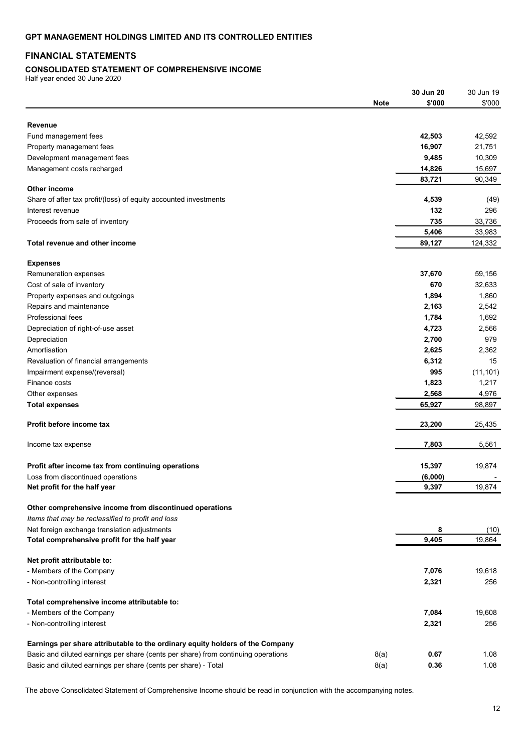**GPT MANAGEMENT HOLDINGS LIMITED AND ITS CONTROLLED ENTITIES**

## FINANCIAL STATEMENTS

### CONSOLIDATED STATEMENT OF COMPREHENSIVE INCOME

Half year ended 30 June 2020

| | Note | 30 Jun 20 $'000 | 30 Jun 19 $'000 |
|---|---|---|---|
| **Revenue** | | | |
| Fund management fees | | **42,503** | 42,592 |
| Property management fees | | **16,907** | 21,751 |
| Development management fees | | **9,485** | 10,309 |
| Management costs recharged | | **14,826** | 15,697 |
| | | **83,721** | 90,349 |
| **Other income** | | | |
| Share of after tax profit/(loss) of equity accounted investments | | **4,539** | (49) |
| Interest revenue | | **132** | 296 |
| Proceeds from sale of inventory | | **735** | 33,736 |
| | | **5,406** | 33,983 |
| **Total revenue and other income** | | **89,127** | 124,332 |
| | | | |
| **Expenses** | | | |
| Remuneration expenses | | **37,670** | 59,156 |
| Cost of sale of inventory | | **670** | 32,633 |
| Property expenses and outgoings | | **1,894** | 1,860 |
| Repairs and maintenance | | **2,163** | 2,542 |
| Professional fees | | **1,784** | 1,692 |
| Depreciation of right-of-use asset | | **4,723** | 2,566 |
| Depreciation | | **2,700** | 979 |
| Amortisation | | **2,625** | 2,362 |
| Revaluation of financial arrangements | | **6,312** | 15 |
| Impairment expense/(reversal) | | **995** | (11,101) |
| Finance costs | | **1,823** | 1,217 |
| Other expenses | | **2,568** | 4,976 |
| **Total expenses** | | **65,927** | 98,897 |
| | | | |
| **Profit before income tax** | | **23,200** | 25,435 |
| | | | |
| Income tax expense | | **7,803** | 5,561 |
| | | | |
| **Profit after income tax from continuing operations** | | **15,397** | 19,874 |
| Loss from discontinued operations | | **(6,000)** | - |
| **Net profit for the half year** | | **9,397** | 19,874 |
| | | | |
| **Other comprehensive income from discontinued operations** | | | |
| *Items that may be reclassified to profit and loss* | | | |
| Net foreign exchange translation adjustments | | **8** | (10) |
| **Total comprehensive profit for the half year** | | **9,405** | 19,864 |
| | | | |
| **Net profit attributable to:** | | | |
| - Members of the Company | | **7,076** | 19,618 |
| - Non-controlling interest | | **2,321** | 256 |
| | | | |
| **Total comprehensive income attributable to:** | | | |
| - Members of the Company | | **7,084** | 19,608 |
| - Non-controlling interest | | **2,321** | 256 |
| | | | |
| **Earnings per share attributable to the ordinary equity holders of the Company** | | | |
| Basic and diluted earnings per share (cents per share) from continuing operations | 8(a) | **0.67** | 1.08 |
| Basic and diluted earnings per share (cents per share) - Total | 8(a) | **0.36** | 1.08 |

The above Consolidated Statement of Comprehensive Income should be read in conjunction with the accompanying notes.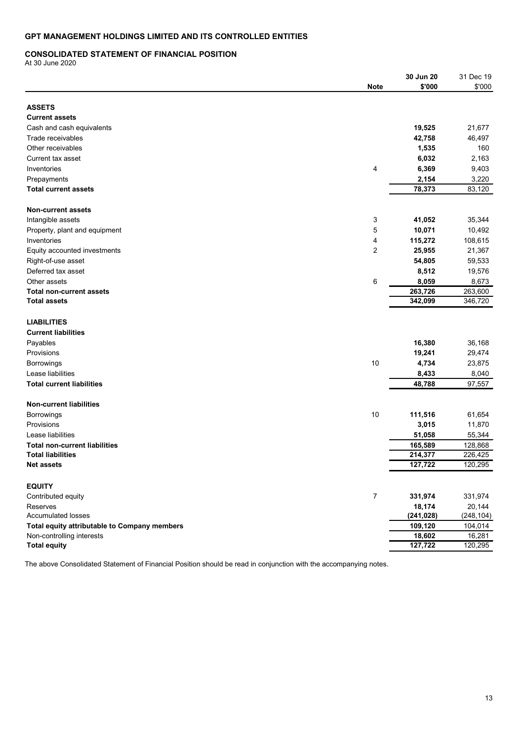**GPT MANAGEMENT HOLDINGS LIMITED AND ITS CONTROLLED ENTITIES**

**CONSOLIDATED STATEMENT OF FINANCIAL POSITION**

At 30 June 2020

| | Note | 30 Jun 20 $'000 | 31 Dec 19 $'000 |
|---|---|---|---|
| **ASSETS** | | | |
| **Current assets** | | | |
| Cash and cash equivalents | | **19,525** | 21,677 |
| Trade receivables | | **42,758** | 46,497 |
| Other receivables | | **1,535** | 160 |
| Current tax asset | | **6,032** | 2,163 |
| Inventories | 4 | **6,369** | 9,403 |
| Prepayments | | **2,154** | 3,220 |
| **Total current assets** | | **78,373** | 83,120 |
| **Non-current assets** | | | |
| Intangible assets | 3 | **41,052** | 35,344 |
| Property, plant and equipment | 5 | **10,071** | 10,492 |
| Inventories | 4 | **115,272** | 108,615 |
| Equity accounted investments | 2 | **25,955** | 21,367 |
| Right-of-use asset | | **54,805** | 59,533 |
| Deferred tax asset | | **8,512** | 19,576 |
| Other assets | 6 | **8,059** | 8,673 |
| **Total non-current assets** | | **263,726** | 263,600 |
| **Total assets** | | **342,099** | 346,720 |
| **LIABILITIES** | | | |
| **Current liabilities** | | | |
| Payables | | **16,380** | 36,168 |
| Provisions | | **19,241** | 29,474 |
| Borrowings | 10 | **4,734** | 23,875 |
| Lease liabilities | | **8,433** | 8,040 |
| **Total current liabilities** | | **48,788** | 97,557 |
| **Non-current liabilities** | | | |
| Borrowings | 10 | **111,516** | 61,654 |
| Provisions | | **3,015** | 11,870 |
| Lease liabilities | | **51,058** | 55,344 |
| **Total non-current liabilities** | | **165,589** | 128,868 |
| **Total liabilities** | | **214,377** | 226,425 |
| **Net assets** | | **127,722** | 120,295 |
| **EQUITY** | | | |
| Contributed equity | 7 | **331,974** | 331,974 |
| Reserves | | **18,174** | 20,144 |
| Accumulated losses | | **(241,028)** | (248,104) |
| **Total equity attributable to Company members** | | **109,120** | 104,014 |
| Non-controlling interests | | **18,602** | 16,281 |
| **Total equity** | | **127,722** | 120,295 |

The above Consolidated Statement of Financial Position should be read in conjunction with the accompanying notes.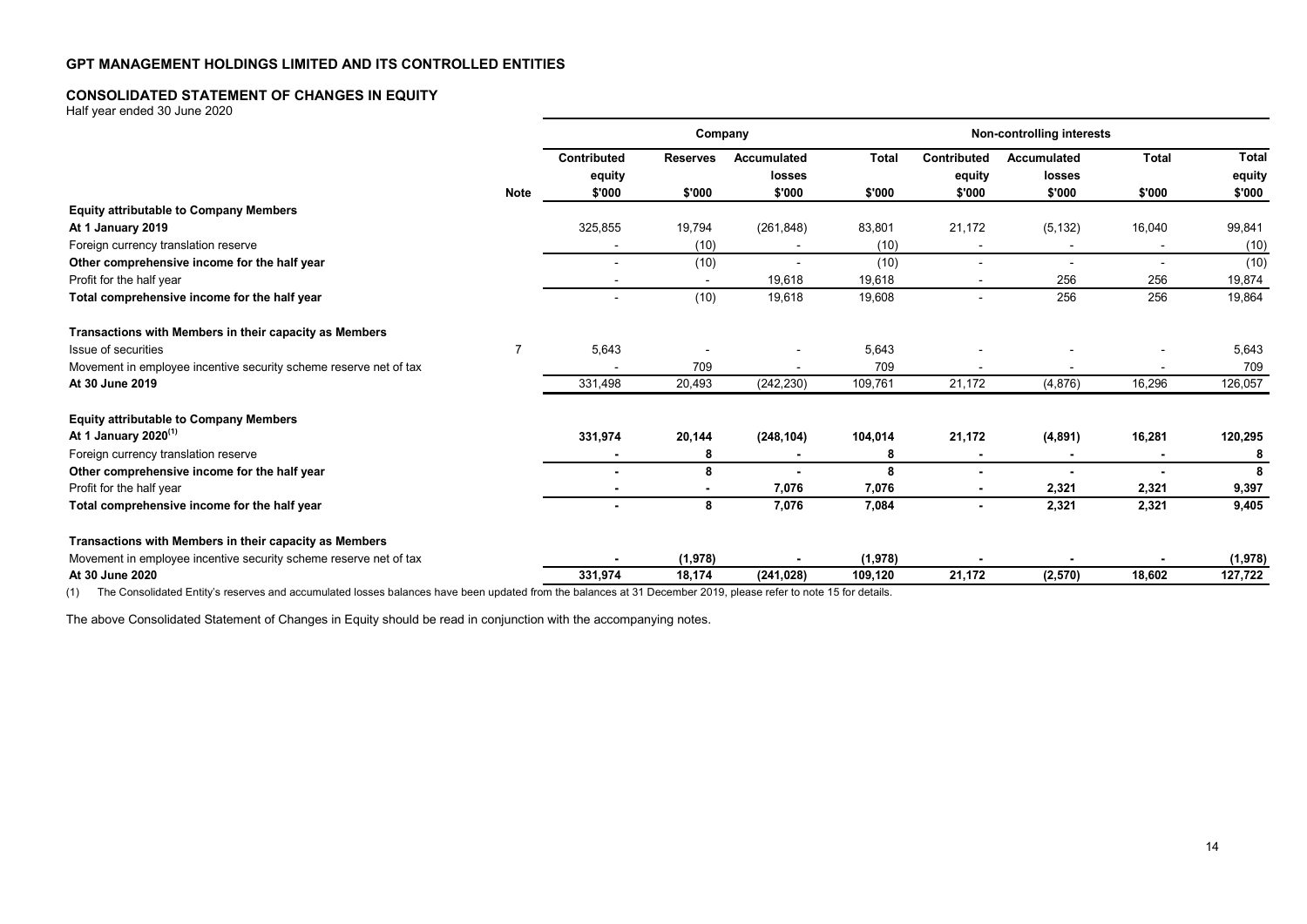**GPT MANAGEMENT HOLDINGS LIMITED AND ITS CONTROLLED ENTITIES**

**CONSOLIDATED STATEMENT OF CHANGES IN EQUITY**

Half year ended 30 June 2020

| | | Company | | | | Non-controlling interests | | | |
|---|---|---|---|---|---|---|---|---|---|
| | **Note** | **Contributed equity $'000** | **Reserves $'000** | **Accumulated losses $'000** | **Total $'000** | **Contributed equity $'000** | **Accumulated losses $'000** | **Total $'000** | **Total equity $'000** |
| **Equity attributable to Company Members** | | | | | | | | | |
| **At 1 January 2019** | | 325,855 | 19,794 | (261,848) | 83,801 | 21,172 | (5,132) | 16,040 | 99,841 |
| Foreign currency translation reserve | | - | (10) | - | (10) | - | - | - | (10) |
| **Other comprehensive income for the half year** | | - | (10) | - | (10) | - | - | - | (10) |
| Profit for the half year | | - | - | 19,618 | 19,618 | - | 256 | 256 | 19,874 |
| **Total comprehensive income for the half year** | | - | (10) | 19,618 | 19,608 | - | 256 | 256 | 19,864 |
| **Transactions with Members in their capacity as Members** | | | | | | | | | |
| Issue of securities | 7 | 5,643 | - | - | 5,643 | - | - | - | 5,643 |
| Movement in employee incentive security scheme reserve net of tax | | - | 709 | - | 709 | - | - | - | 709 |
| **At 30 June 2019** | | 331,498 | 20,493 | (242,230) | 109,761 | 21,172 | (4,876) | 16,296 | 126,057 |
| **Equity attributable to Company Members** | | | | | | | | | |
| **At 1 January 2020[(1)]** | | **331,974** | **20,144** | **(248,104)** | **104,014** | **21,172** | **(4,891)** | **16,281** | **120,295** |
| Foreign currency translation reserve | | **-** | **8** | **-** | **8** | **-** | **-** | **-** | **8** |
| **Other comprehensive income for the half year** | | **-** | **8** | **-** | **8** | **-** | **-** | **-** | **8** |
| Profit for the half year | | **-** | **-** | **7,076** | **7,076** | **-** | **2,321** | **2,321** | **9,397** |
| **Total comprehensive income for the half year** | | **-** | **8** | **7,076** | **7,084** | **-** | **2,321** | **2,321** | **9,405** |
| **Transactions with Members in their capacity as Members** | | | | | | | | | |
| Movement in employee incentive security scheme reserve net of tax | | **-** | **(1,978)** | **-** | **(1,978)** | **-** | **-** | **-** | **(1,978)** |
| **At 30 June 2020** | | **331,974** | **18,174** | **(241,028)** | **109,120** | **21,172** | **(2,570)** | **18,602** | **127,722** |

(1) The Consolidated Entity's reserves and accumulated losses balances have been updated from the balances at 31 December 2019, please refer to note 15 for details.

The above Consolidated Statement of Changes in Equity should be read in conjunction with the accompanying notes.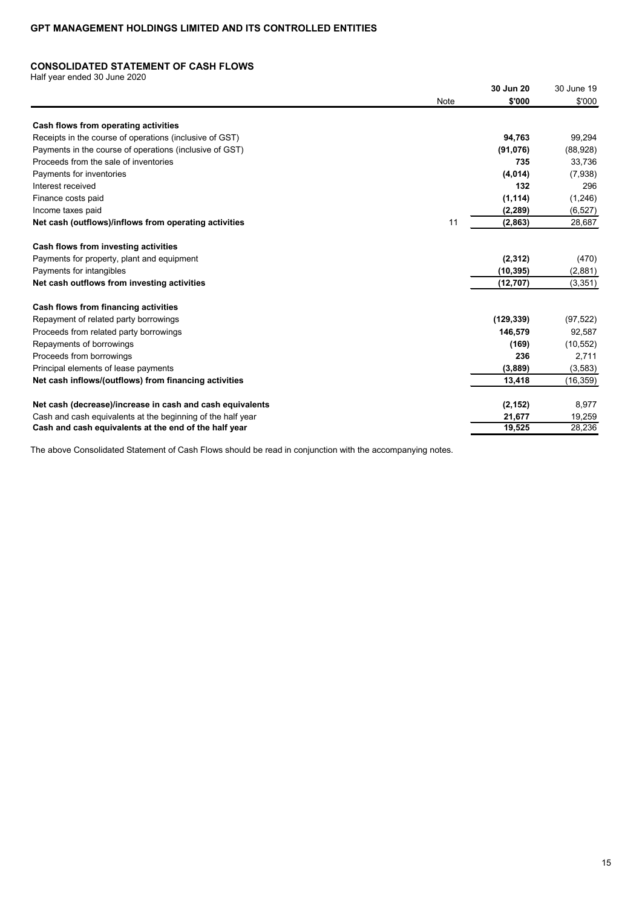GPT MANAGEMENT HOLDINGS LIMITED AND ITS CONTROLLED ENTITIES

## CONSOLIDATED STATEMENT OF CASH FLOWS

Half year ended 30 June 2020

| | Note | **30 Jun 20 $'000** | 30 June 19 $'000 |
|---|---|---|---|
| **Cash flows from operating activities** | | | |
| Receipts in the course of operations (inclusive of GST) | | **94,763** | 99,294 |
| Payments in the course of operations (inclusive of GST) | | **(91,076)** | (88,928) |
| Proceeds from the sale of inventories | | **735** | 33,736 |
| Payments for inventories | | **(4,014)** | (7,938) |
| Interest received | | **132** | 296 |
| Finance costs paid | | **(1,114)** | (1,246) |
| Income taxes paid | | **(2,289)** | (6,527) |
| **Net cash (outflows)/inflows from operating activities** | 11 | **(2,863)** | 28,687 |
| **Cash flows from investing activities** | | | |
| Payments for property, plant and equipment | | **(2,312)** | (470) |
| Payments for intangibles | | **(10,395)** | (2,881) |
| **Net cash outflows from investing activities** | | **(12,707)** | (3,351) |
| **Cash flows from financing activities** | | | |
| Repayment of related party borrowings | | **(129,339)** | (97,522) |
| Proceeds from related party borrowings | | **146,579** | 92,587 |
| Repayments of borrowings | | **(169)** | (10,552) |
| Proceeds from borrowings | | **236** | 2,711 |
| Principal elements of lease payments | | **(3,889)** | (3,583) |
| **Net cash inflows/(outflows) from financing activities** | | **13,418** | (16,359) |
| **Net cash (decrease)/increase in cash and cash equivalents** | | **(2,152)** | 8,977 |
| Cash and cash equivalents at the beginning of the half year | | **21,677** | 19,259 |
| **Cash and cash equivalents at the end of the half year** | | **19,525** | 28,236 |

The above Consolidated Statement of Cash Flows should be read in conjunction with the accompanying notes.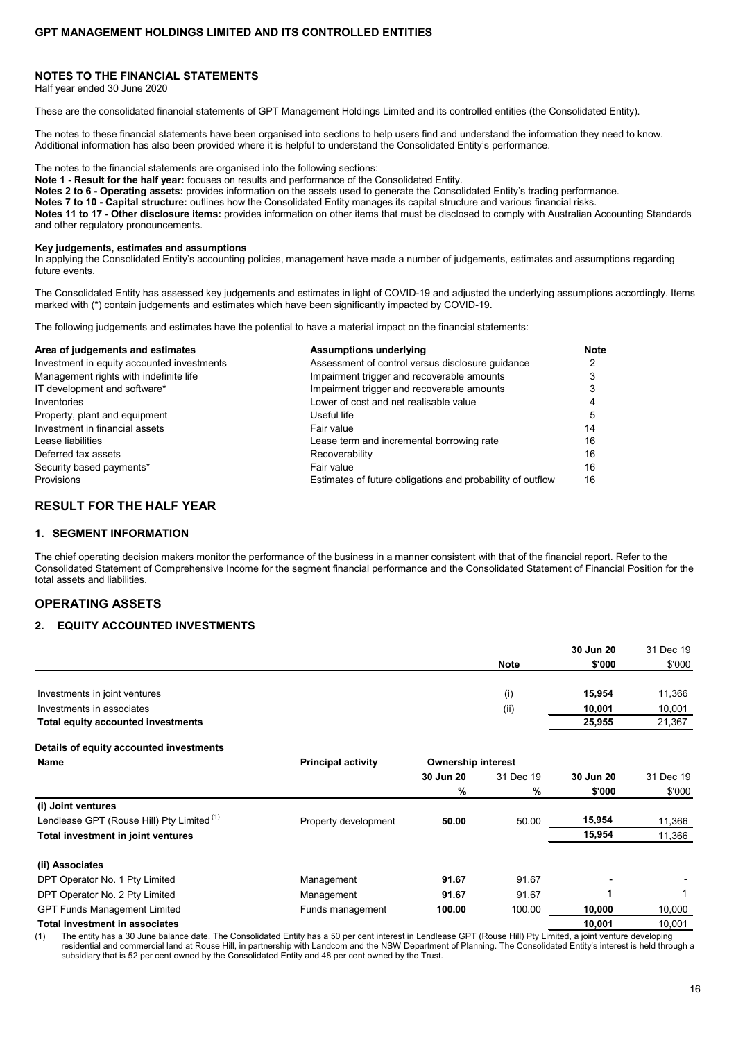**GPT MANAGEMENT HOLDINGS LIMITED AND ITS CONTROLLED ENTITIES**

## NOTES TO THE FINANCIAL STATEMENTS

Half year ended 30 June 2020

These are the consolidated financial statements of GPT Management Holdings Limited and its controlled entities (the Consolidated Entity).

The notes to these financial statements have been organised into sections to help users find and understand the information they need to know. Additional information has also been provided where it is helpful to understand the Consolidated Entity's performance.

The notes to the financial statements are organised into the following sections:

**Note 1 - Result for the half year:** focuses on results and performance of the Consolidated Entity.

**Notes 2 to 6 - Operating assets:** provides information on the assets used to generate the Consolidated Entity's trading performance.

**Notes 7 to 10 - Capital structure:** outlines how the Consolidated Entity manages its capital structure and various financial risks.

**Notes 11 to 17 - Other disclosure items:** provides information on other items that must be disclosed to comply with Australian Accounting Standards and other regulatory pronouncements.

**Key judgements, estimates and assumptions**

In applying the Consolidated Entity's accounting policies, management have made a number of judgements, estimates and assumptions regarding future events.

The Consolidated Entity has assessed key judgements and estimates in light of COVID-19 and adjusted the underlying assumptions accordingly. Items marked with (*) contain judgements and estimates which have been significantly impacted by COVID-19.

The following judgements and estimates have the potential to have a material impact on the financial statements:

| Area of judgements and estimates | Assumptions underlying | Note |
|---|---|---|
| Investment in equity accounted investments | Assessment of control versus disclosure guidance | 2 |
| Management rights with indefinite life | Impairment trigger and recoverable amounts | 3 |
| IT development and software* | Impairment trigger and recoverable amounts | 3 |
| Inventories | Lower of cost and net realisable value | 4 |
| Property, plant and equipment | Useful life | 5 |
| Investment in financial assets | Fair value | 14 |
| Lease liabilities | Lease term and incremental borrowing rate | 16 |
| Deferred tax assets | Recoverability | 16 |
| Security based payments* | Fair value | 16 |
| Provisions | Estimates of future obligations and probability of outflow | 16 |

# RESULT FOR THE HALF YEAR

## 1. SEGMENT INFORMATION

The chief operating decision makers monitor the performance of the business in a manner consistent with that of the financial report. Refer to the Consolidated Statement of Comprehensive Income for the segment financial performance and the Consolidated Statement of Financial Position for the total assets and liabilities.

# OPERATING ASSETS

## 2. EQUITY ACCOUNTED INVESTMENTS

| | Note | 30 Jun 20 $'000 | 31 Dec 19 $'000 |
|---|---|---|---|
| Investments in joint ventures | (i) | **15,954** | 11,366 |
| Investments in associates | (ii) | **10,001** | 10,001 |
| **Total equity accounted investments** | | **25,955** | 21,367 |

**Details of equity accounted investments**

| Name | Principal activity | Ownership interest 30 Jun 20 % | Ownership interest 31 Dec 19 % | 30 Jun 20 $'000 | 31 Dec 19 $'000 |
|---|---|---|---|---|---|
| **(i) Joint ventures** | | | | | |
| Lendlease GPT (Rouse Hill) Pty Limited [(1)] | Property development | **50.00** | 50.00 | **15,954** | 11,366 |
| **Total investment in joint ventures** | | | | **15,954** | 11,366 |
| **(ii) Associates** | | | | | |
| DPT Operator No. 1 Pty Limited | Management | **91.67** | 91.67 | **-** | - |
| DPT Operator No. 2 Pty Limited | Management | **91.67** | 91.67 | **1** | 1 |
| GPT Funds Management Limited | Funds management | **100.00** | 100.00 | **10,000** | 10,000 |
| **Total investment in associates** | | | | **10,001** | 10,001 |

(1) The entity has a 30 June balance date. The Consolidated Entity has a 50 per cent interest in Lendlease GPT (Rouse Hill) Pty Limited, a joint venture developing residential and commercial land at Rouse Hill, in partnership with Landcom and the NSW Department of Planning. The Consolidated Entity's interest is held through a subsidiary that is 52 per cent owned by the Consolidated Entity and 48 per cent owned by the Trust.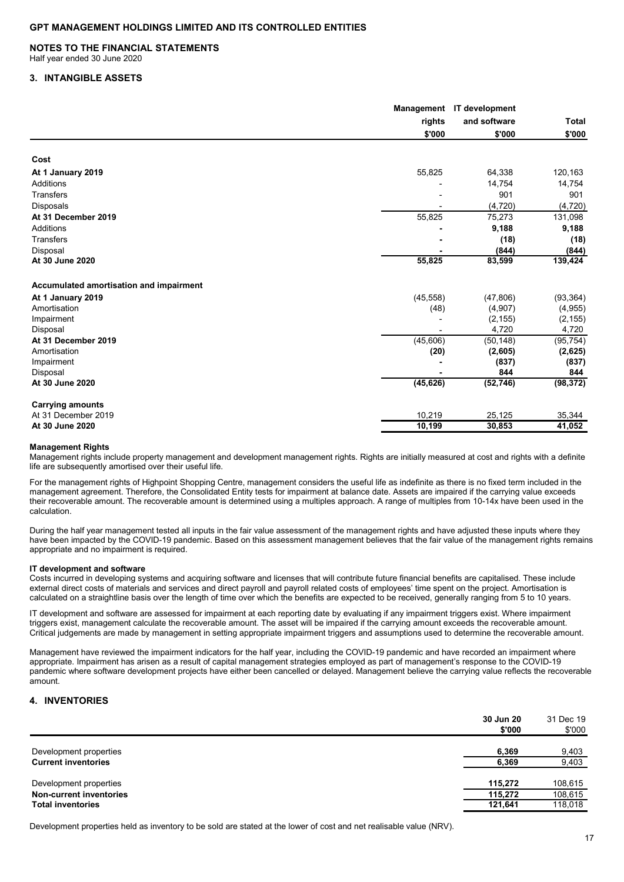# GPT MANAGEMENT HOLDINGS LIMITED AND ITS CONTROLLED ENTITIES

## NOTES TO THE FINANCIAL STATEMENTS

Half year ended 30 June 2020

### 3. INTANGIBLE ASSETS

| | Management rights $'000 | IT development and software $'000 | Total $'000 |
|---|---|---|---|
| **Cost** | | | |
| **At 1 January 2019** | 55,825 | 64,338 | 120,163 |
| Additions | - | 14,754 | 14,754 |
| Transfers | - | 901 | 901 |
| Disposals | - | (4,720) | (4,720) |
| **At 31 December 2019** | 55,825 | 75,273 | 131,098 |
| Additions | **-** | **9,188** | **9,188** |
| Transfers | **-** | **(18)** | **(18)** |
| Disposal | **-** | **(844)** | **(844)** |
| **At 30 June 2020** | **55,825** | **83,599** | **139,424** |
| **Accumulated amortisation and impairment** | | | |
| **At 1 January 2019** | (45,558) | (47,806) | (93,364) |
| Amortisation | (48) | (4,907) | (4,955) |
| Impairment | - | (2,155) | (2,155) |
| Disposal | - | 4,720 | 4,720 |
| **At 31 December 2019** | (45,606) | (50,148) | (95,754) |
| Amortisation | **(20)** | **(2,605)** | **(2,625)** |
| Impairment | **-** | **(837)** | **(837)** |
| Disposal | **-** | **844** | **844** |
| **At 30 June 2020** | **(45,626)** | **(52,746)** | **(98,372)** |
| **Carrying amounts** | | | |
| At 31 December 2019 | 10,219 | 25,125 | 35,344 |
| **At 30 June 2020** | **10,199** | **30,853** | **41,052** |

**Management Rights**

Management rights include property management and development management rights. Rights are initially measured at cost and rights with a definite life are subsequently amortised over their useful life.

For the management rights of Highpoint Shopping Centre, management considers the useful life as indefinite as there is no fixed term included in the management agreement. Therefore, the Consolidated Entity tests for impairment at balance date. Assets are impaired if the carrying value exceeds their recoverable amount. The recoverable amount is determined using a multiples approach. A range of multiples from 10-14x have been used in the calculation.

During the half year management tested all inputs in the fair value assessment of the management rights and have adjusted these inputs where they have been impacted by the COVID-19 pandemic. Based on this assessment management believes that the fair value of the management rights remains appropriate and no impairment is required.

**IT development and software**

Costs incurred in developing systems and acquiring software and licenses that will contribute future financial benefits are capitalised. These include external direct costs of materials and services and direct payroll and payroll related costs of employees' time spent on the project. Amortisation is calculated on a straightline basis over the length of time over which the benefits are expected to be received, generally ranging from 5 to 10 years.

IT development and software are assessed for impairment at each reporting date by evaluating if any impairment triggers exist. Where impairment triggers exist, management calculate the recoverable amount. The asset will be impaired if the carrying amount exceeds the recoverable amount. Critical judgements are made by management in setting appropriate impairment triggers and assumptions used to determine the recoverable amount.

Management have reviewed the impairment indicators for the half year, including the COVID-19 pandemic and have recorded an impairment where appropriate. Impairment has arisen as a result of capital management strategies employed as part of management's response to the COVID-19 pandemic where software development projects have either been cancelled or delayed. Management believe the carrying value reflects the recoverable amount.

### 4. INVENTORIES

| | 30 Jun 20 $'000 | 31 Dec 19 $'000 |
|---|---|---|
| Development properties | **6,369** | 9,403 |
| **Current inventories** | **6,369** | 9,403 |
| Development properties | **115,272** | 108,615 |
| **Non-current inventories** | **115,272** | 108,615 |
| **Total inventories** | **121,641** | 118,018 |

Development properties held as inventory to be sold are stated at the lower of cost and net realisable value (NRV).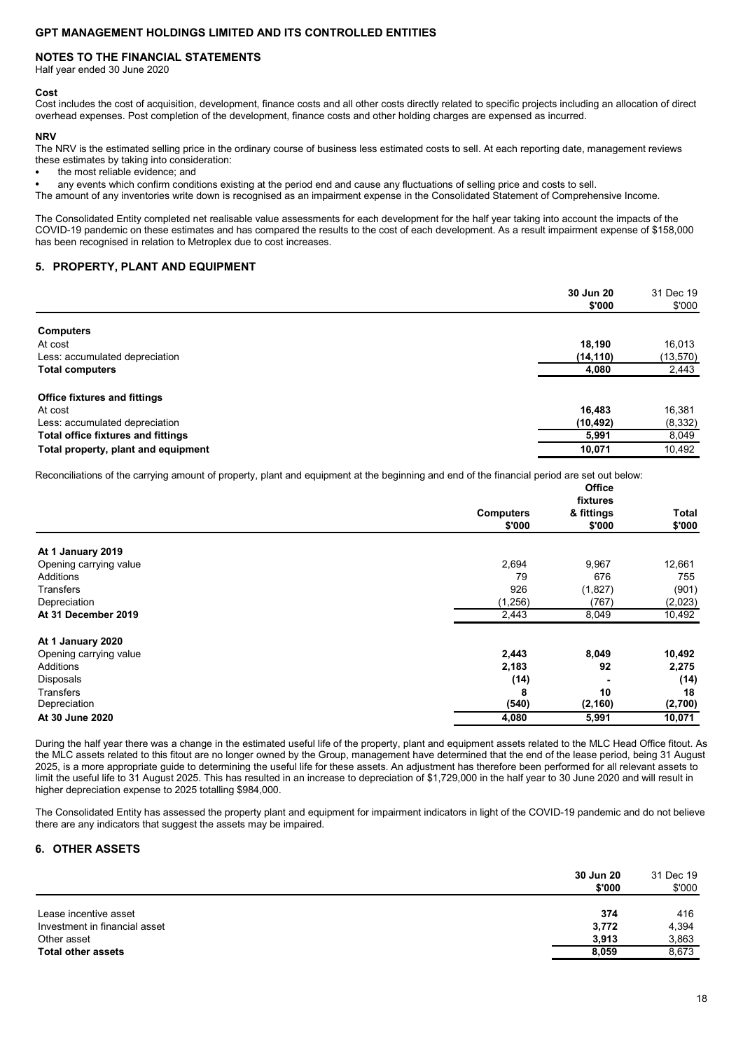### Cost

Cost includes the cost of acquisition, development, finance costs and all other costs directly related to specific projects including an allocation of direct overhead expenses. Post completion of the development, finance costs and other holding charges are expensed as incurred.

### NRV

The NRV is the estimated selling price in the ordinary course of business less estimated costs to sell. At each reporting date, management reviews these estimates by taking into consideration:

- the most reliable evidence; and
- any events which confirm conditions existing at the period end and cause any fluctuations of selling price and costs to sell.

The amount of any inventories write down is recognised as an impairment expense in the Consolidated Statement of Comprehensive Income.

The Consolidated Entity completed net realisable value assessments for each development for the half year taking into account the impacts of the COVID-19 pandemic on these estimates and has compared the results to the cost of each development. As a result impairment expense of $158,000 has been recognised in relation to Metroplex due to cost increases.

## 5. PROPERTY, PLANT AND EQUIPMENT

| | 30 Jun 20 $'000 | 31 Dec 19 $'000 |
|---|---|---|
| **Computers** | | |
| At cost | **18,190** | 16,013 |
| Less: accumulated depreciation | **(14,110)** | (13,570) |
| **Total computers** | **4,080** | 2,443 |
| **Office fixtures and fittings** | | |
| At cost | **16,483** | 16,381 |
| Less: accumulated depreciation | **(10,492)** | (8,332) |
| **Total office fixtures and fittings** | **5,991** | 8,049 |
| **Total property, plant and equipment** | **10,071** | 10,492 |

Reconciliations of the carrying amount of property, plant and equipment at the beginning and end of the financial period are set out below:

| | Computers $'000 | Office fixtures & fittings $'000 | Total $'000 |
|---|---|---|---|
| **At 1 January 2019** | | | |
| Opening carrying value | 2,694 | 9,967 | 12,661 |
| Additions | 79 | 676 | 755 |
| Transfers | 926 | (1,827) | (901) |
| Depreciation | (1,256) | (767) | (2,023) |
| **At 31 December 2019** | 2,443 | 8,049 | 10,492 |
| **At 1 January 2020** | | | |
| Opening carrying value | **2,443** | **8,049** | **10,492** |
| Additions | **2,183** | **92** | **2,275** |
| Disposals | **(14)** | **-** | **(14)** |
| Transfers | **8** | **10** | **18** |
| Depreciation | **(540)** | **(2,160)** | **(2,700)** |
| **At 30 June 2020** | **4,080** | **5,991** | **10,071** |

During the half year there was a change in the estimated useful life of the property, plant and equipment assets related to the MLC Head Office fitout. As the MLC assets related to this fitout are no longer owned by the Group, management have determined that the end of the lease period, being 31 August 2025, is a more appropriate guide to determining the useful life for these assets. An adjustment has therefore been performed for all relevant assets to limit the useful life to 31 August 2025. This has resulted in an increase to depreciation of $1,729,000 in the half year to 30 June 2020 and will result in higher depreciation expense to 2025 totalling $984,000.

The Consolidated Entity has assessed the property plant and equipment for impairment indicators in light of the COVID-19 pandemic and do not believe there are any indicators that suggest the assets may be impaired.

## 6. OTHER ASSETS

| | 30 Jun 20 $'000 | 31 Dec 19 $'000 |
|---|---|---|
| Lease incentive asset | **374** | 416 |
| Investment in financial asset | **3,772** | 4,394 |
| Other asset | **3,913** | 3,863 |
| **Total other assets** | **8,059** | 8,673 |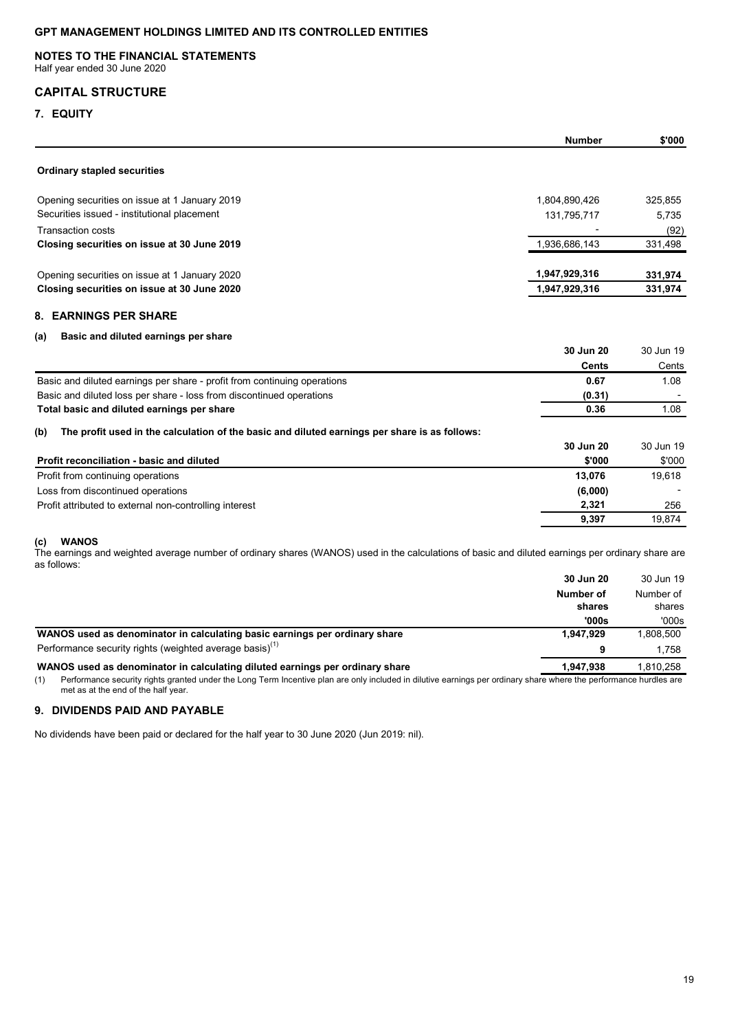## GPT MANAGEMENT HOLDINGS LIMITED AND ITS CONTROLLED ENTITIES

### NOTES TO THE FINANCIAL STATEMENTS

Half year ended 30 June 2020

## CAPITAL STRUCTURE

### 7. EQUITY

| | Number | $'000 |
|---|---|---|
| **Ordinary stapled securities** | | |
| Opening securities on issue at 1 January 2019 | 1,804,890,426 | 325,855 |
| Securities issued - institutional placement | 131,795,717 | 5,735 |
| Transaction costs | - | (92) |
| **Closing securities on issue at 30 June 2019** | 1,936,686,143 | 331,498 |
| Opening securities on issue at 1 January 2020 | **1,947,929,316** | **331,974** |
| **Closing securities on issue at 30 June 2020** | **1,947,929,316** | **331,974** |

### 8. EARNINGS PER SHARE

#### (a) Basic and diluted earnings per share

| | 30 Jun 20 | 30 Jun 19 |
|---|---|---|
| | Cents | Cents |
| Basic and diluted earnings per share - profit from continuing operations | **0.67** | 1.08 |
| Basic and diluted loss per share - loss from discontinued operations | **(0.31)** | - |
| **Total basic and diluted earnings per share** | **0.36** | 1.08 |

#### (b) The profit used in the calculation of the basic and diluted earnings per share is as follows:

| | 30 Jun 20 | 30 Jun 19 |
|---|---|---|
| **Profit reconciliation - basic and diluted** | **$'000** | $'000 |
| Profit from continuing operations | **13,076** | 19,618 |
| Loss from discontinued operations | **(6,000)** | - |
| Profit attributed to external non-controlling interest | **2,321** | 256 |
| | **9,397** | 19,874 |

#### (c) WANOS

The earnings and weighted average number of ordinary shares (WANOS) used in the calculations of basic and diluted earnings per ordinary share are as follows:

| | 30 Jun 20 | 30 Jun 19 |
|---|---|---|
| | Number of shares | Number of shares |
| | '000s | '000s |
| **WANOS used as denominator in calculating basic earnings per ordinary share** | **1,947,929** | 1,808,500 |
| Performance security rights (weighted average basis)(1) | **9** | 1,758 |
| **WANOS used as denominator in calculating diluted earnings per ordinary share** | **1,947,938** | 1,810,258 |

(1) Performance security rights granted under the Long Term Incentive plan are only included in dilutive earnings per ordinary share where the performance hurdles are met as at the end of the half year.

### 9. DIVIDENDS PAID AND PAYABLE

No dividends have been paid or declared for the half year to 30 June 2020 (Jun 2019: nil).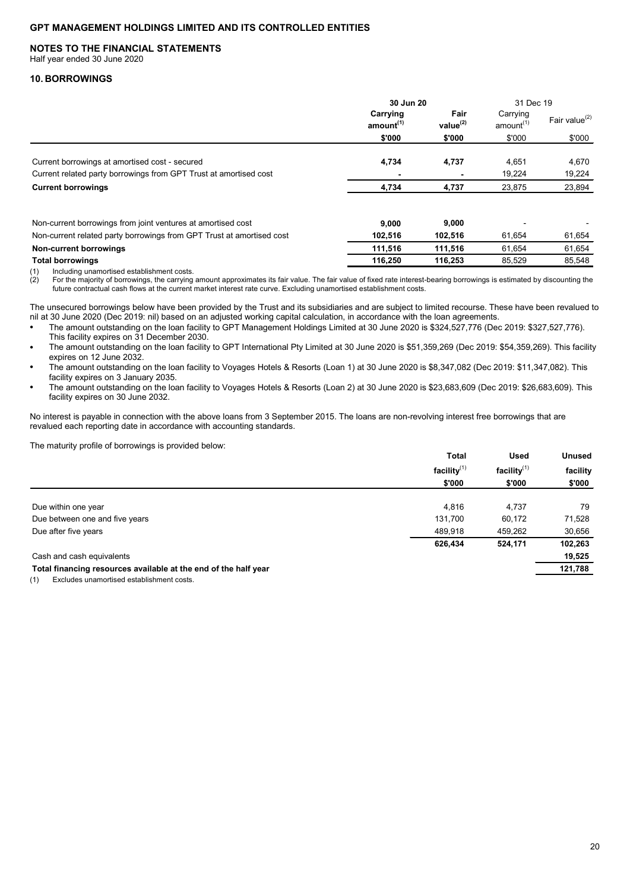GPT MANAGEMENT HOLDINGS LIMITED AND ITS CONTROLLED ENTITIES

**NOTES TO THE FINANCIAL STATEMENTS**
Half year ended 30 June 2020

## 10. BORROWINGS

| | 30 Jun 20 | | 31 Dec 19 | |
|---|---|---|---|---|
| | **Carrying amount[(1)]** | **Fair value[(2)]** | Carrying amount[(1)] | Fair value[(2)] |
| | **\$'000** | **\$'000** | \$'000 | \$'000 |
| Current borrowings at amortised cost - secured | **4,734** | **4,737** | 4,651 | 4,670 |
| Current related party borrowings from GPT Trust at amortised cost | **-** | **-** | 19,224 | 19,224 |
| **Current borrowings** | **4,734** | **4,737** | 23,875 | 23,894 |
| Non-current borrowings from joint ventures at amortised cost | **9,000** | **9,000** | - | - |
| Non-current related party borrowings from GPT Trust at amortised cost | **102,516** | **102,516** | 61,654 | 61,654 |
| **Non-current borrowings** | **111,516** | **111,516** | 61,654 | 61,654 |
| **Total borrowings** | **116,250** | **116,253** | 85,529 | 85,548 |

(1) Including unamortised establishment costs.
(2) For the majority of borrowings, the carrying amount approximates its fair value. The fair value of fixed rate interest-bearing borrowings is estimated by discounting the future contractual cash flows at the current market interest rate curve. Excluding unamortised establishment costs.

The unsecured borrowings below have been provided by the Trust and its subsidiaries and are subject to limited recourse. These have been revalued to nil at 30 June 2020 (Dec 2019: nil) based on an adjusted working capital calculation, in accordance with the loan agreements.

- The amount outstanding on the loan facility to GPT Management Holdings Limited at 30 June 2020 is \$324,527,776 (Dec 2019: \$327,527,776). This facility expires on 31 December 2030.
- The amount outstanding on the loan facility to GPT International Pty Limited at 30 June 2020 is \$51,359,269 (Dec 2019: \$54,359,269). This facility expires on 12 June 2032.
- The amount outstanding on the loan facility to Voyages Hotels & Resorts (Loan 1) at 30 June 2020 is \$8,347,082 (Dec 2019: \$11,347,082). This facility expires on 3 January 2035.
- The amount outstanding on the loan facility to Voyages Hotels & Resorts (Loan 2) at 30 June 2020 is \$23,683,609 (Dec 2019: \$26,683,609). This facility expires on 30 June 2032.

No interest is payable in connection with the above loans from 3 September 2015. The loans are non-revolving interest free borrowings that are revalued each reporting date in accordance with accounting standards.

The maturity profile of borrowings is provided below:

| | Total facility[(1)] | Used facility[(1)] | Unused facility |
|---|---|---|---|
| | \$'000 | \$'000 | \$'000 |
| Due within one year | 4,816 | 4,737 | 79 |
| Due between one and five years | 131,700 | 60,172 | 71,528 |
| Due after five years | 489,918 | 459,262 | 30,656 |
| | **626,434** | **524,171** | **102,263** |
| Cash and cash equivalents | | | **19,525** |
| **Total financing resources available at the end of the half year** | | | **121,788** |

(1) Excludes unamortised establishment costs.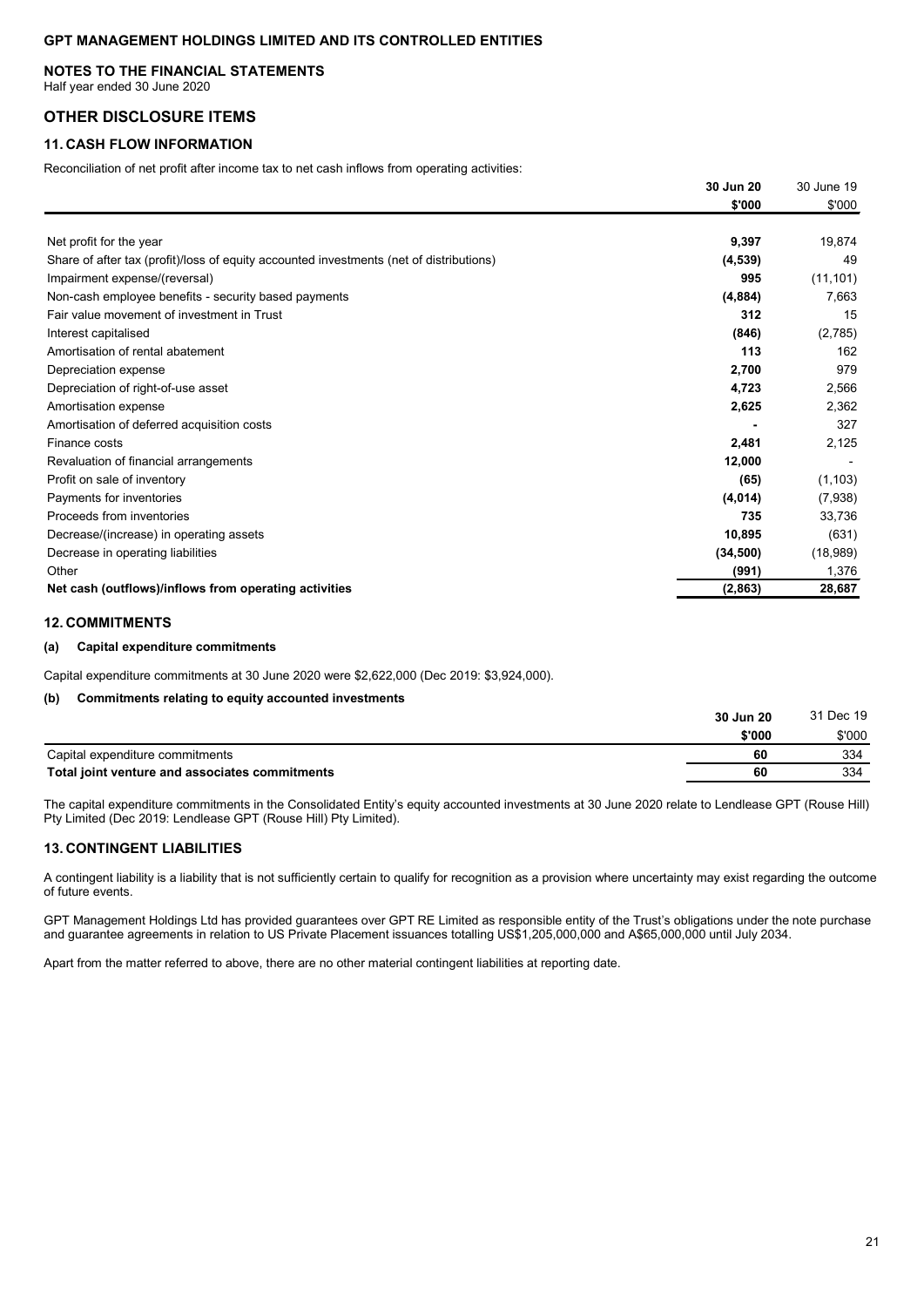# GPT MANAGEMENT HOLDINGS LIMITED AND ITS CONTROLLED ENTITIES

## NOTES TO THE FINANCIAL STATEMENTS

Half year ended 30 June 2020

## OTHER DISCLOSURE ITEMS

### 11. CASH FLOW INFORMATION

Reconciliation of net profit after income tax to net cash inflows from operating activities:

| | 30 Jun 20 | 30 June 19 |
|---|---|---|
| | $'000 | $'000 |
| Net profit for the year | 9,397 | 19,874 |
| Share of after tax (profit)/loss of equity accounted investments (net of distributions) | (4,539) | 49 |
| Impairment expense/(reversal) | 995 | (11,101) |
| Non-cash employee benefits - security based payments | (4,884) | 7,663 |
| Fair value movement of investment in Trust | 312 | 15 |
| Interest capitalised | (846) | (2,785) |
| Amortisation of rental abatement | 113 | 162 |
| Depreciation expense | 2,700 | 979 |
| Depreciation of right-of-use asset | 4,723 | 2,566 |
| Amortisation expense | 2,625 | 2,362 |
| Amortisation of deferred acquisition costs | - | 327 |
| Finance costs | 2,481 | 2,125 |
| Revaluation of financial arrangements | 12,000 | - |
| Profit on sale of inventory | (65) | (1,103) |
| Payments for inventories | (4,014) | (7,938) |
| Proceeds from inventories | 735 | 33,736 |
| Decrease/(increase) in operating assets | 10,895 | (631) |
| Decrease in operating liabilities | (34,500) | (18,989) |
| Other | (991) | 1,376 |
| **Net cash (outflows)/inflows from operating activities** | **(2,863)** | **28,687** |

### 12. COMMITMENTS

**(a) Capital expenditure commitments**

Capital expenditure commitments at 30 June 2020 were $2,622,000 (Dec 2019: $3,924,000).

**(b) Commitments relating to equity accounted investments**

| | 30 Jun 20 | 31 Dec 19 |
|---|---|---|
| | $'000 | $'000 |
| Capital expenditure commitments | 60 | 334 |
| **Total joint venture and associates commitments** | **60** | **334** |

The capital expenditure commitments in the Consolidated Entity's equity accounted investments at 30 June 2020 relate to Lendlease GPT (Rouse Hill) Pty Limited (Dec 2019: Lendlease GPT (Rouse Hill) Pty Limited).

### 13. CONTINGENT LIABILITIES

A contingent liability is a liability that is not sufficiently certain to qualify for recognition as a provision where uncertainty may exist regarding the outcome of future events.

GPT Management Holdings Ltd has provided guarantees over GPT RE Limited as responsible entity of the Trust's obligations under the note purchase and guarantee agreements in relation to US Private Placement issuances totalling US$1,205,000,000 and A$65,000,000 until July 2034.

Apart from the matter referred to above, there are no other material contingent liabilities at reporting date.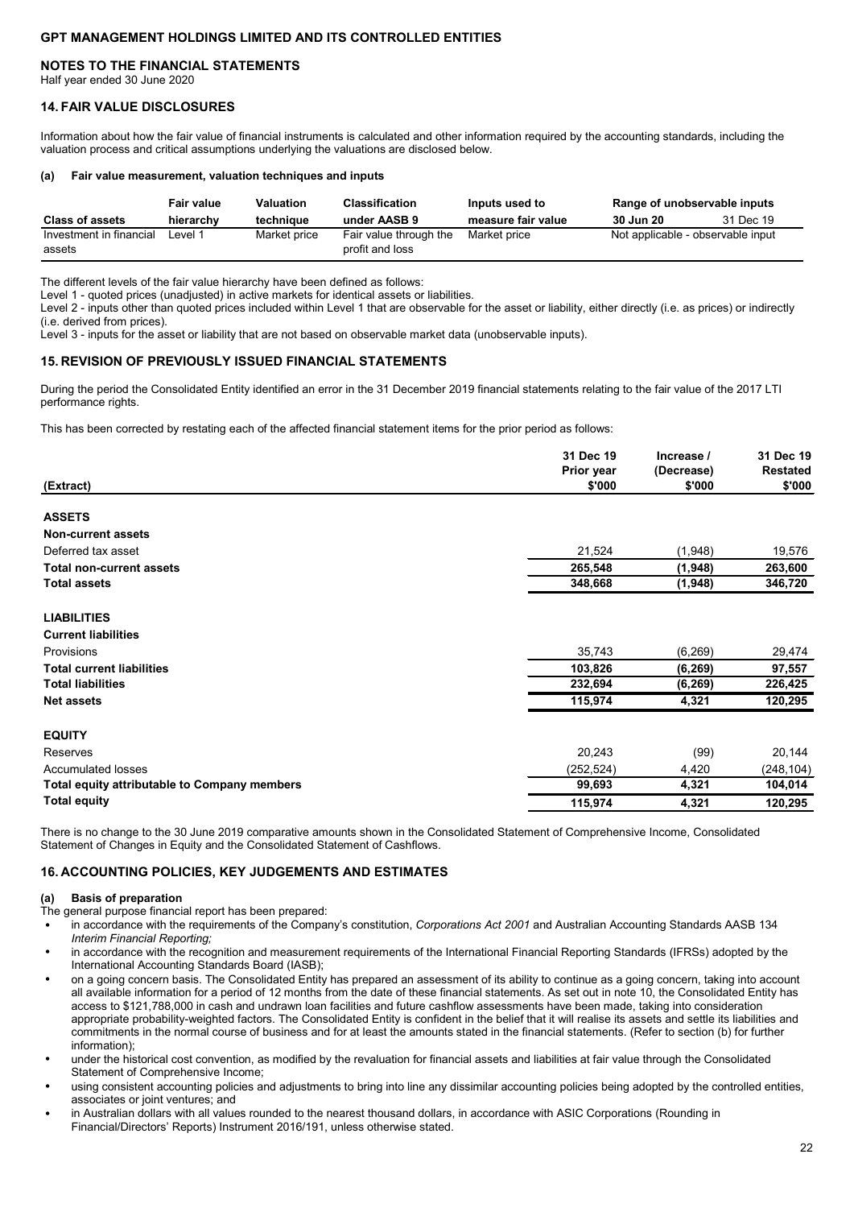GPT MANAGEMENT HOLDINGS LIMITED AND ITS CONTROLLED ENTITIES

**NOTES TO THE FINANCIAL STATEMENTS**
Half year ended 30 June 2020

## 14. FAIR VALUE DISCLOSURES

Information about how the fair value of financial instruments is calculated and other information required by the accounting standards, including the valuation process and critical assumptions underlying the valuations are disclosed below.

### (a) Fair value measurement, valuation techniques and inputs

| Class of assets | Fair value hierarchy | Valuation technique | Classification under AASB 9 | Inputs used to measure fair value | Range of unobservable inputs 30 Jun 20 | 31 Dec 19 |
|---|---|---|---|---|---|---|
| Investment in financial assets | Level 1 | Market price | Fair value through the profit and loss | Market price | Not applicable - observable input | |

The different levels of the fair value hierarchy have been defined as follows:
Level 1 - quoted prices (unadjusted) in active markets for identical assets or liabilities.
Level 2 - inputs other than quoted prices included within Level 1 that are observable for the asset or liability, either directly (i.e. as prices) or indirectly (i.e. derived from prices).
Level 3 - inputs for the asset or liability that are not based on observable market data (unobservable inputs).

## 15. REVISION OF PREVIOUSLY ISSUED FINANCIAL STATEMENTS

During the period the Consolidated Entity identified an error in the 31 December 2019 financial statements relating to the fair value of the 2017 LTI performance rights.

This has been corrected by restating each of the affected financial statement items for the prior period as follows:

| (Extract) | 31 Dec 19 Prior year $'000 | Increase / (Decrease) $'000 | 31 Dec 19 Restated $'000 |
|---|---|---|---|
| **ASSETS** | | | |
| **Non-current assets** | | | |
| Deferred tax asset | 21,524 | (1,948) | 19,576 |
| **Total non-current assets** | **265,548** | **(1,948)** | **263,600** |
| **Total assets** | **348,668** | **(1,948)** | **346,720** |
| **LIABILITIES** | | | |
| **Current liabilities** | | | |
| Provisions | 35,743 | (6,269) | 29,474 |
| **Total current liabilities** | **103,826** | **(6,269)** | **97,557** |
| **Total liabilities** | **232,694** | **(6,269)** | **226,425** |
| **Net assets** | **115,974** | **4,321** | **120,295** |
| **EQUITY** | | | |
| Reserves | 20,243 | (99) | 20,144 |
| Accumulated losses | (252,524) | 4,420 | (248,104) |
| **Total equity attributable to Company members** | **99,693** | **4,321** | **104,014** |
| **Total equity** | **115,974** | **4,321** | **120,295** |

There is no change to the 30 June 2019 comparative amounts shown in the Consolidated Statement of Comprehensive Income, Consolidated Statement of Changes in Equity and the Consolidated Statement of Cashflows.

## 16. ACCOUNTING POLICIES, KEY JUDGEMENTS AND ESTIMATES

### (a) Basis of preparation

The general purpose financial report has been prepared:

- in accordance with the requirements of the Company's constitution, *Corporations Act 2001* and Australian Accounting Standards AASB 134 *Interim Financial Reporting;*
- in accordance with the recognition and measurement requirements of the International Financial Reporting Standards (IFRSs) adopted by the International Accounting Standards Board (IASB);
- on a going concern basis. The Consolidated Entity has prepared an assessment of its ability to continue as a going concern, taking into account all available information for a period of 12 months from the date of these financial statements. As set out in note 10, the Consolidated Entity has access to $121,788,000 in cash and undrawn loan facilities and future cashflow assessments have been made, taking into consideration appropriate probability-weighted factors. The Consolidated Entity is confident in the belief that it will realise its assets and settle its liabilities and commitments in the normal course of business and for at least the amounts stated in the financial statements. (Refer to section (b) for further information);
- under the historical cost convention, as modified by the revaluation for financial assets and liabilities at fair value through the Consolidated Statement of Comprehensive Income;
- using consistent accounting policies and adjustments to bring into line any dissimilar accounting policies being adopted by the controlled entities, associates or joint ventures; and
- in Australian dollars with all values rounded to the nearest thousand dollars, in accordance with ASIC Corporations (Rounding in Financial/Directors' Reports) Instrument 2016/191, unless otherwise stated.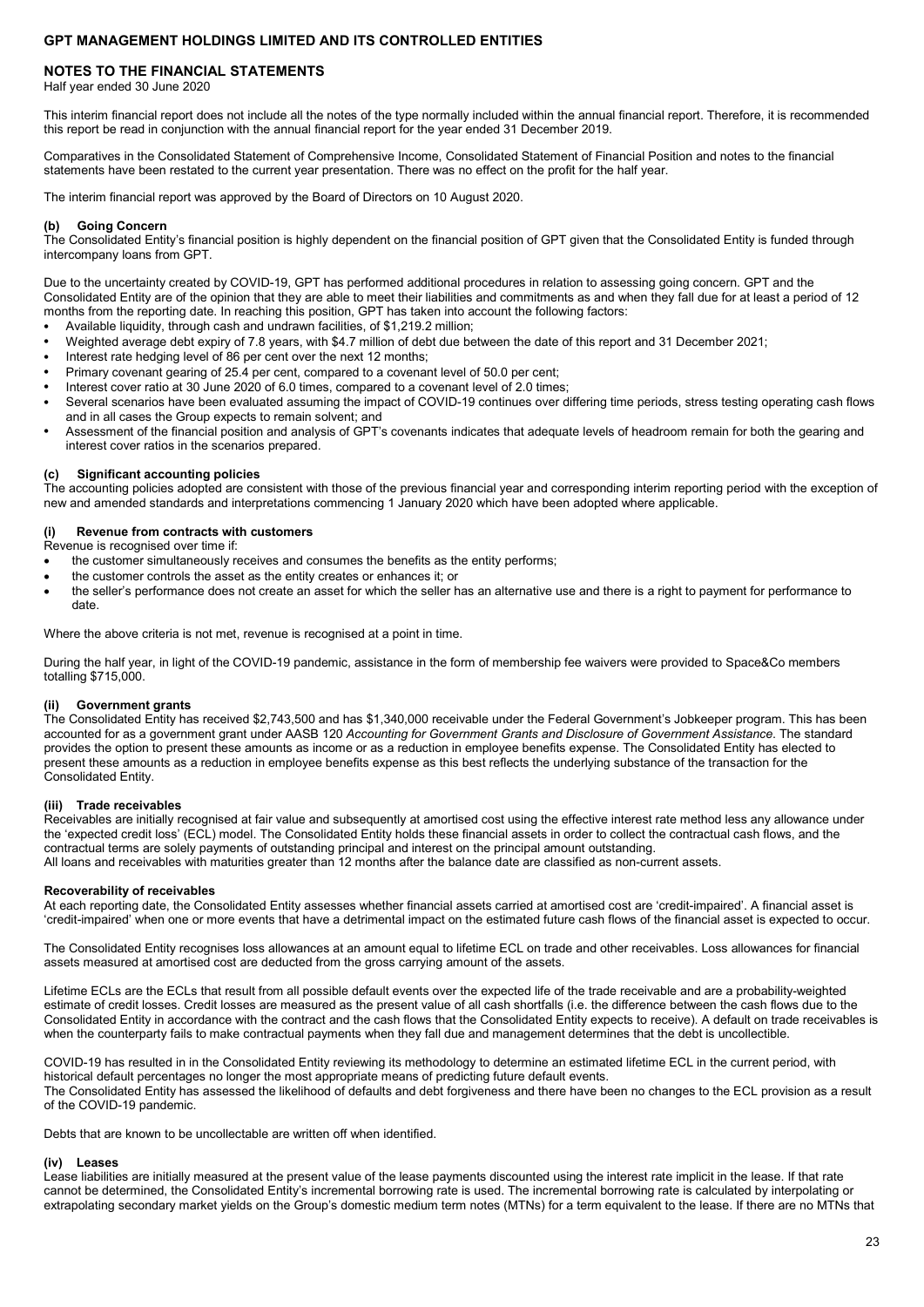# GPT MANAGEMENT HOLDINGS LIMITED AND ITS CONTROLLED ENTITIES

## NOTES TO THE FINANCIAL STATEMENTS

Half year ended 30 June 2020

This interim financial report does not include all the notes of the type normally included within the annual financial report. Therefore, it is recommended this report be read in conjunction with the annual financial report for the year ended 31 December 2019.

Comparatives in the Consolidated Statement of Comprehensive Income, Consolidated Statement of Financial Position and notes to the financial statements have been restated to the current year presentation. There was no effect on the profit for the half year.

The interim financial report was approved by the Board of Directors on 10 August 2020.

### (b) Going Concern

The Consolidated Entity's financial position is highly dependent on the financial position of GPT given that the Consolidated Entity is funded through intercompany loans from GPT.

Due to the uncertainty created by COVID-19, GPT has performed additional procedures in relation to assessing going concern. GPT and the Consolidated Entity are of the opinion that they are able to meet their liabilities and commitments as and when they fall due for at least a period of 12 months from the reporting date. In reaching this position, GPT has taken into account the following factors:

- Available liquidity, through cash and undrawn facilities, of $1,219.2 million;
- Weighted average debt expiry of 7.8 years, with $4.7 million of debt due between the date of this report and 31 December 2021;
- Interest rate hedging level of 86 per cent over the next 12 months;
- Primary covenant gearing of 25.4 per cent, compared to a covenant level of 50.0 per cent;
- Interest cover ratio at 30 June 2020 of 6.0 times, compared to a covenant level of 2.0 times;
- Several scenarios have been evaluated assuming the impact of COVID-19 continues over differing time periods, stress testing operating cash flows and in all cases the Group expects to remain solvent; and
- Assessment of the financial position and analysis of GPT's covenants indicates that adequate levels of headroom remain for both the gearing and interest cover ratios in the scenarios prepared.

### (c) Significant accounting policies

The accounting policies adopted are consistent with those of the previous financial year and corresponding interim reporting period with the exception of new and amended standards and interpretations commencing 1 January 2020 which have been adopted where applicable.

#### (i) Revenue from contracts with customers

Revenue is recognised over time if:

- the customer simultaneously receives and consumes the benefits as the entity performs;
- the customer controls the asset as the entity creates or enhances it; or
- the seller's performance does not create an asset for which the seller has an alternative use and there is a right to payment for performance to date.

Where the above criteria is not met, revenue is recognised at a point in time.

During the half year, in light of the COVID-19 pandemic, assistance in the form of membership fee waivers were provided to Space&Co members totalling $715,000.

#### (ii) Government grants

The Consolidated Entity has received $2,743,500 and has $1,340,000 receivable under the Federal Government's Jobkeeper program. This has been accounted for as a government grant under AASB 120 *Accounting for Government Grants and Disclosure of Government Assistance*. The standard provides the option to present these amounts as income or as a reduction in employee benefits expense. The Consolidated Entity has elected to present these amounts as a reduction in employee benefits expense as this best reflects the underlying substance of the transaction for the Consolidated Entity.

#### (iii) Trade receivables

Receivables are initially recognised at fair value and subsequently at amortised cost using the effective interest rate method less any allowance under the 'expected credit loss' (ECL) model. The Consolidated Entity holds these financial assets in order to collect the contractual cash flows, and the contractual terms are solely payments of outstanding principal and interest on the principal amount outstanding.
All loans and receivables with maturities greater than 12 months after the balance date are classified as non-current assets.

**Recoverability of receivables**

At each reporting date, the Consolidated Entity assesses whether financial assets carried at amortised cost are 'credit-impaired'. A financial asset is 'credit-impaired' when one or more events that have a detrimental impact on the estimated future cash flows of the financial asset is expected to occur.

The Consolidated Entity recognises loss allowances at an amount equal to lifetime ECL on trade and other receivables. Loss allowances for financial assets measured at amortised cost are deducted from the gross carrying amount of the assets.

Lifetime ECLs are the ECLs that result from all possible default events over the expected life of the trade receivable and are a probability-weighted estimate of credit losses. Credit losses are measured as the present value of all cash shortfalls (i.e. the difference between the cash flows due to the Consolidated Entity in accordance with the contract and the cash flows that the Consolidated Entity expects to receive). A default on trade receivables is when the counterparty fails to make contractual payments when they fall due and management determines that the debt is uncollectible.

COVID-19 has resulted in in the Consolidated Entity reviewing its methodology to determine an estimated lifetime ECL in the current period, with historical default percentages no longer the most appropriate means of predicting future default events.
The Consolidated Entity has assessed the likelihood of defaults and debt forgiveness and there have been no changes to the ECL provision as a result of the COVID-19 pandemic.

Debts that are known to be uncollectable are written off when identified.

#### (iv) Leases

Lease liabilities are initially measured at the present value of the lease payments discounted using the interest rate implicit in the lease. If that rate cannot be determined, the Consolidated Entity's incremental borrowing rate is used. The incremental borrowing rate is calculated by interpolating or extrapolating secondary market yields on the Group's domestic medium term notes (MTNs) for a term equivalent to the lease. If there are no MTNs that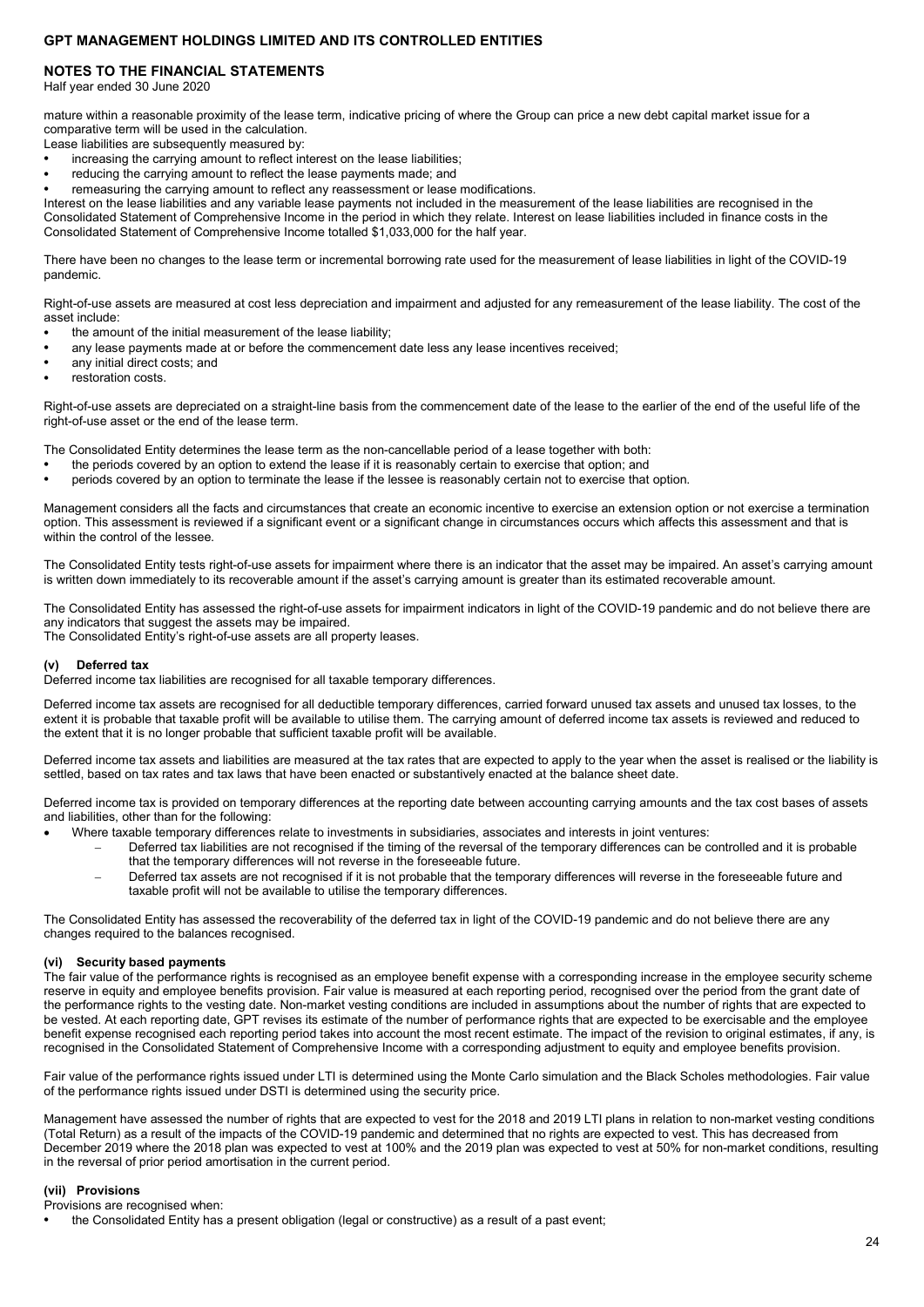mature within a reasonable proximity of the lease term, indicative pricing of where the Group can price a new debt capital market issue for a comparative term will be used in the calculation.

Lease liabilities are subsequently measured by:

- increasing the carrying amount to reflect interest on the lease liabilities;
- reducing the carrying amount to reflect the lease payments made; and
- remeasuring the carrying amount to reflect any reassessment or lease modifications.

Interest on the lease liabilities and any variable lease payments not included in the measurement of the lease liabilities are recognised in the Consolidated Statement of Comprehensive Income in the period in which they relate. Interest on lease liabilities included in finance costs in the Consolidated Statement of Comprehensive Income totalled $1,033,000 for the half year.

There have been no changes to the lease term or incremental borrowing rate used for the measurement of lease liabilities in light of the COVID-19 pandemic.

Right-of-use assets are measured at cost less depreciation and impairment and adjusted for any remeasurement of the lease liability. The cost of the asset include:

- the amount of the initial measurement of the lease liability;
- any lease payments made at or before the commencement date less any lease incentives received;
- any initial direct costs; and
- restoration costs.

Right-of-use assets are depreciated on a straight-line basis from the commencement date of the lease to the earlier of the end of the useful life of the right-of-use asset or the end of the lease term.

The Consolidated Entity determines the lease term as the non-cancellable period of a lease together with both:

- the periods covered by an option to extend the lease if it is reasonably certain to exercise that option; and
- periods covered by an option to terminate the lease if the lessee is reasonably certain not to exercise that option.

Management considers all the facts and circumstances that create an economic incentive to exercise an extension option or not exercise a termination option. This assessment is reviewed if a significant event or a significant change in circumstances occurs which affects this assessment and that is within the control of the lessee.

The Consolidated Entity tests right-of-use assets for impairment where there is an indicator that the asset may be impaired. An asset's carrying amount is written down immediately to its recoverable amount if the asset's carrying amount is greater than its estimated recoverable amount.

The Consolidated Entity has assessed the right-of-use assets for impairment indicators in light of the COVID-19 pandemic and do not believe there are any indicators that suggest the assets may be impaired.

The Consolidated Entity's right-of-use assets are all property leases.

#### (v) Deferred tax

Deferred income tax liabilities are recognised for all taxable temporary differences.

Deferred income tax assets are recognised for all deductible temporary differences, carried forward unused tax assets and unused tax losses, to the extent it is probable that taxable profit will be available to utilise them. The carrying amount of deferred income tax assets is reviewed and reduced to the extent that it is no longer probable that sufficient taxable profit will be available.

Deferred income tax assets and liabilities are measured at the tax rates that are expected to apply to the year when the asset is realised or the liability is settled, based on tax rates and tax laws that have been enacted or substantively enacted at the balance sheet date.

Deferred income tax is provided on temporary differences at the reporting date between accounting carrying amounts and the tax cost bases of assets and liabilities, other than for the following:

- Where taxable temporary differences relate to investments in subsidiaries, associates and interests in joint ventures:
  - Deferred tax liabilities are not recognised if the timing of the reversal of the temporary differences can be controlled and it is probable that the temporary differences will not reverse in the foreseeable future.
  - Deferred tax assets are not recognised if it is not probable that the temporary differences will reverse in the foreseeable future and taxable profit will not be available to utilise the temporary differences.

The Consolidated Entity has assessed the recoverability of the deferred tax in light of the COVID-19 pandemic and do not believe there are any changes required to the balances recognised.

#### (vi) Security based payments

The fair value of the performance rights is recognised as an employee benefit expense with a corresponding increase in the employee security scheme reserve in equity and employee benefits provision. Fair value is measured at each reporting period, recognised over the period from the grant date of the performance rights to the vesting date. Non-market vesting conditions are included in assumptions about the number of rights that are expected to be vested. At each reporting date, GPT revises its estimate of the number of performance rights that are expected to be exercisable and the employee benefit expense recognised each reporting period takes into account the most recent estimate. The impact of the revision to original estimates, if any, is recognised in the Consolidated Statement of Comprehensive Income with a corresponding adjustment to equity and employee benefits provision.

Fair value of the performance rights issued under LTI is determined using the Monte Carlo simulation and the Black Scholes methodologies. Fair value of the performance rights issued under DSTI is determined using the security price.

Management have assessed the number of rights that are expected to vest for the 2018 and 2019 LTI plans in relation to non-market vesting conditions (Total Return) as a result of the impacts of the COVID-19 pandemic and determined that no rights are expected to vest. This has decreased from December 2019 where the 2018 plan was expected to vest at 100% and the 2019 plan was expected to vest at 50% for non-market conditions, resulting in the reversal of prior period amortisation in the current period.

#### (vii) Provisions

Provisions are recognised when:

- the Consolidated Entity has a present obligation (legal or constructive) as a result of a past event;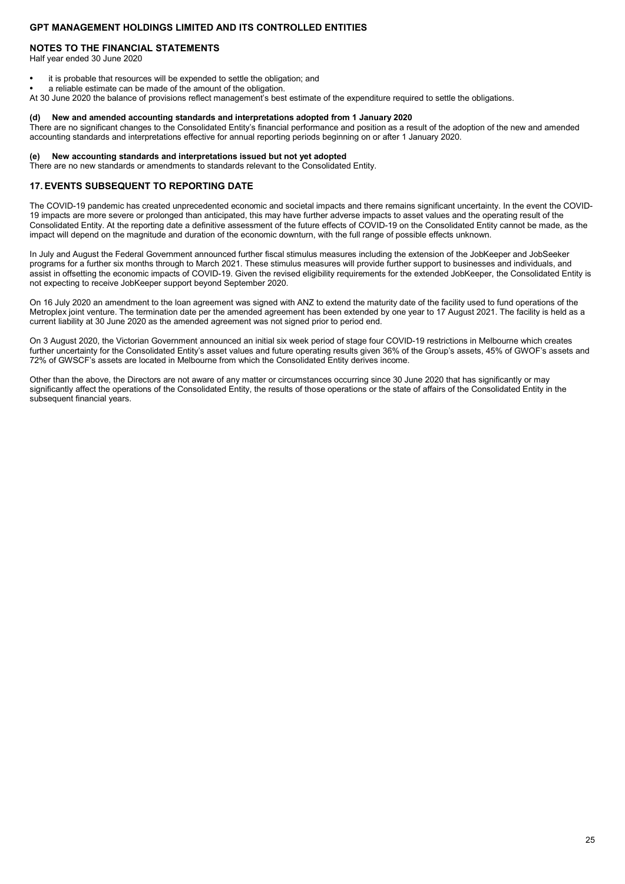- it is probable that resources will be expended to settle the obligation; and
- a reliable estimate can be made of the amount of the obligation.

At 30 June 2020 the balance of provisions reflect management's best estimate of the expenditure required to settle the obligations.

#### (d) New and amended accounting standards and interpretations adopted from 1 January 2020

There are no significant changes to the Consolidated Entity's financial performance and position as a result of the adoption of the new and amended accounting standards and interpretations effective for annual reporting periods beginning on or after 1 January 2020.

#### (e) New accounting standards and interpretations issued but not yet adopted

There are no new standards or amendments to standards relevant to the Consolidated Entity.

## 17. EVENTS SUBSEQUENT TO REPORTING DATE

The COVID-19 pandemic has created unprecedented economic and societal impacts and there remains significant uncertainty. In the event the COVID-19 impacts are more severe or prolonged than anticipated, this may have further adverse impacts to asset values and the operating result of the Consolidated Entity. At the reporting date a definitive assessment of the future effects of COVID-19 on the Consolidated Entity cannot be made, as the impact will depend on the magnitude and duration of the economic downturn, with the full range of possible effects unknown.

In July and August the Federal Government announced further fiscal stimulus measures including the extension of the JobKeeper and JobSeeker programs for a further six months through to March 2021. These stimulus measures will provide further support to businesses and individuals, and assist in offsetting the economic impacts of COVID-19. Given the revised eligibility requirements for the extended JobKeeper, the Consolidated Entity is not expecting to receive JobKeeper support beyond September 2020.

On 16 July 2020 an amendment to the loan agreement was signed with ANZ to extend the maturity date of the facility used to fund operations of the Metroplex joint venture. The termination date per the amended agreement has been extended by one year to 17 August 2021. The facility is held as a current liability at 30 June 2020 as the amended agreement was not signed prior to period end.

On 3 August 2020, the Victorian Government announced an initial six week period of stage four COVID-19 restrictions in Melbourne which creates further uncertainty for the Consolidated Entity's asset values and future operating results given 36% of the Group's assets, 45% of GWOF's assets and 72% of GWSCF's assets are located in Melbourne from which the Consolidated Entity derives income.

Other than the above, the Directors are not aware of any matter or circumstances occurring since 30 June 2020 that has significantly or may significantly affect the operations of the Consolidated Entity, the results of those operations or the state of affairs of the Consolidated Entity in the subsequent financial years.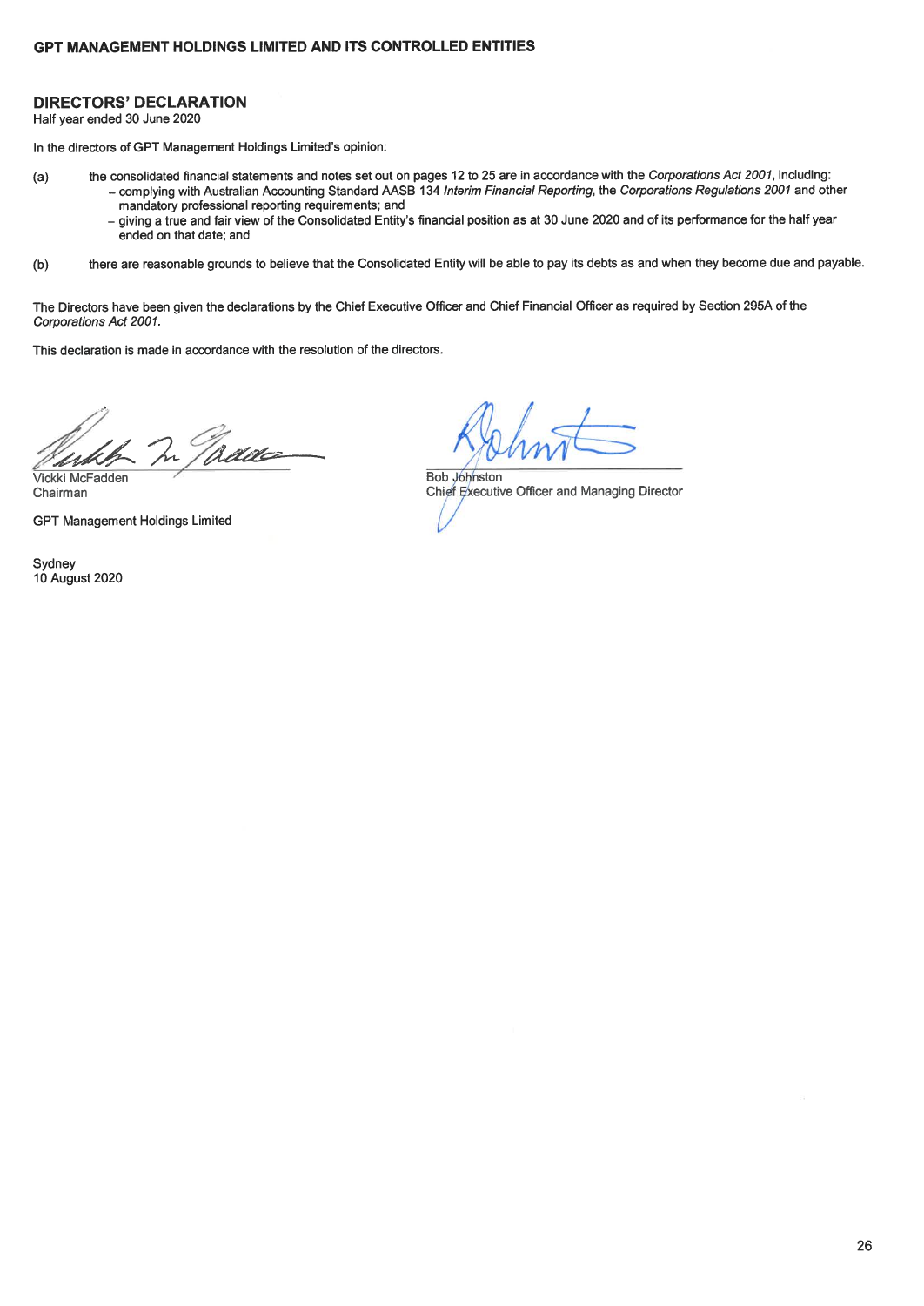GPT MANAGEMENT HOLDINGS LIMITED AND ITS CONTROLLED ENTITIES

## DIRECTORS' DECLARATION

Half year ended 30 June 2020

In the directors of GPT Management Holdings Limited's opinion:

(a) the consolidated financial statements and notes set out on pages 12 to 25 are in accordance with the *Corporations Act 2001*, including:
   - complying with Australian Accounting Standard AASB 134 *Interim Financial Reporting*, the *Corporations Regulations 2001* and other mandatory professional reporting requirements; and
   - giving a true and fair view of the Consolidated Entity's financial position as at 30 June 2020 and of its performance for the half year ended on that date; and

(b) there are reasonable grounds to believe that the Consolidated Entity will be able to pay its debts as and when they become due and payable.

The Directors have been given the declarations by the Chief Executive Officer and Chief Financial Officer as required by Section 295A of the *Corporations Act 2001*.

This declaration is made in accordance with the resolution of the directors.

Vickki McFadden
Chairman

GPT Management Holdings Limited

Bob Johnston
Chief Executive Officer and Managing Director

Sydney
10 August 2020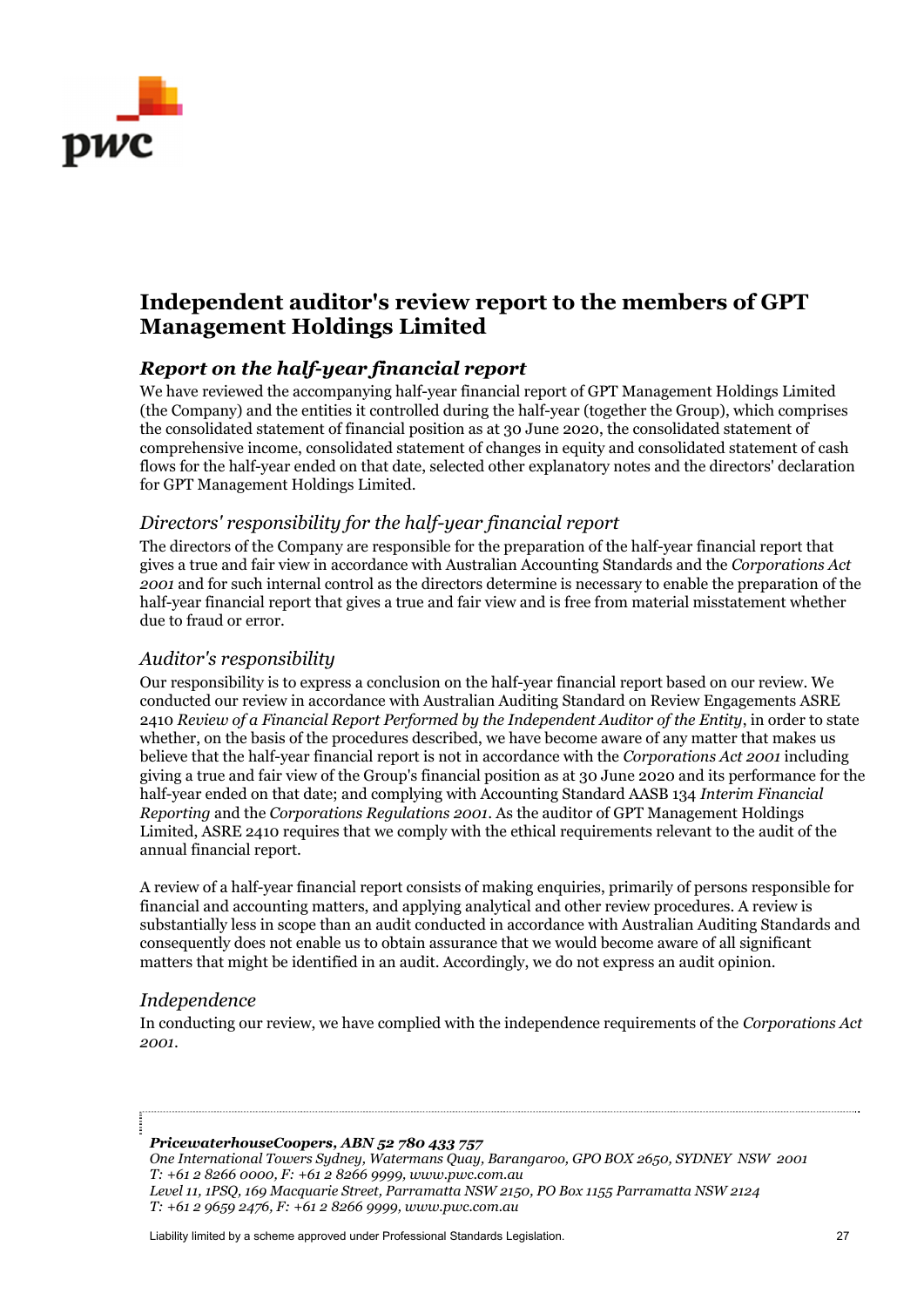# Independent auditor's review report to the members of GPT Management Holdings Limited

## *Report on the half-year financial report*

We have reviewed the accompanying half-year financial report of GPT Management Holdings Limited (the Company) and the entities it controlled during the half-year (together the Group), which comprises the consolidated statement of financial position as at 30 June 2020, the consolidated statement of comprehensive income, consolidated statement of changes in equity and consolidated statement of cash flows for the half-year ended on that date, selected other explanatory notes and the directors' declaration for GPT Management Holdings Limited.

### *Directors' responsibility for the half-year financial report*

The directors of the Company are responsible for the preparation of the half-year financial report that gives a true and fair view in accordance with Australian Accounting Standards and the *Corporations Act 2001* and for such internal control as the directors determine is necessary to enable the preparation of the half-year financial report that gives a true and fair view and is free from material misstatement whether due to fraud or error.

### *Auditor's responsibility*

Our responsibility is to express a conclusion on the half-year financial report based on our review. We conducted our review in accordance with Australian Auditing Standard on Review Engagements ASRE 2410 *Review of a Financial Report Performed by the Independent Auditor of the Entity*, in order to state whether, on the basis of the procedures described, we have become aware of any matter that makes us believe that the half-year financial report is not in accordance with the *Corporations Act 2001* including giving a true and fair view of the Group's financial position as at 30 June 2020 and its performance for the half-year ended on that date; and complying with Accounting Standard AASB 134 *Interim Financial Reporting* and the *Corporations Regulations 2001*. As the auditor of GPT Management Holdings Limited, ASRE 2410 requires that we comply with the ethical requirements relevant to the audit of the annual financial report.

A review of a half-year financial report consists of making enquiries, primarily of persons responsible for financial and accounting matters, and applying analytical and other review procedures. A review is substantially less in scope than an audit conducted in accordance with Australian Auditing Standards and consequently does not enable us to obtain assurance that we would become aware of all significant matters that might be identified in an audit. Accordingly, we do not express an audit opinion.

### *Independence*

In conducting our review, we have complied with the independence requirements of the *Corporations Act 2001*.

***PricewaterhouseCoopers, ABN 52 780 433 757***
*One International Towers Sydney, Watermans Quay, Barangaroo, GPO BOX 2650, SYDNEY NSW 2001*
*T: +61 2 8266 0000, F: +61 2 8266 9999, www.pwc.com.au*
*Level 11, 1PSQ, 169 Macquarie Street, Parramatta NSW 2150, PO Box 1155 Parramatta NSW 2124*
*T: +61 2 9659 2476, F: +61 2 8266 9999, www.pwc.com.au*

Liability limited by a scheme approved under Professional Standards Legislation.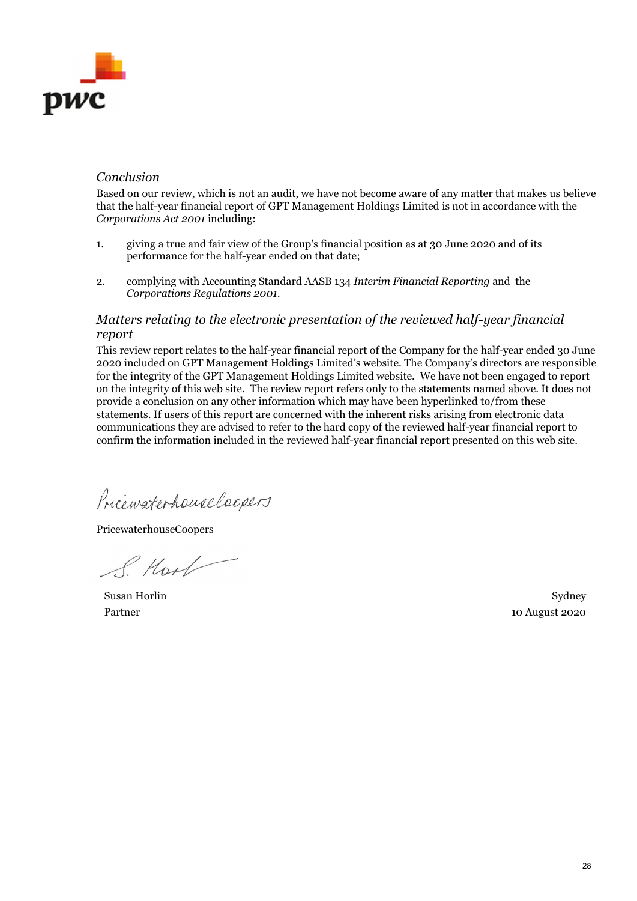### *Conclusion*

Based on our review, which is not an audit, we have not become aware of any matter that makes us believe that the half-year financial report of GPT Management Holdings Limited is not in accordance with the *Corporations Act 2001* including:

1. giving a true and fair view of the Group's financial position as at 30 June 2020 and of its performance for the half-year ended on that date;

2. complying with Accounting Standard AASB 134 *Interim Financial Reporting* and the *Corporations Regulations 2001*.

### *Matters relating to the electronic presentation of the reviewed half-year financial report*

This review report relates to the half-year financial report of the Company for the half-year ended 30 June 2020 included on GPT Management Holdings Limited's website. The Company's directors are responsible for the integrity of the GPT Management Holdings Limited website. We have not been engaged to report on the integrity of this web site. The review report refers only to the statements named above. It does not provide a conclusion on any other information which may have been hyperlinked to/from these statements. If users of this report are concerned with the inherent risks arising from electronic data communications they are advised to refer to the hard copy of the reviewed half-year financial report to confirm the information included in the reviewed half-year financial report presented on this web site.

PricewaterhouseCoopers

Susan Horlin
Partner

Sydney
10 August 2020